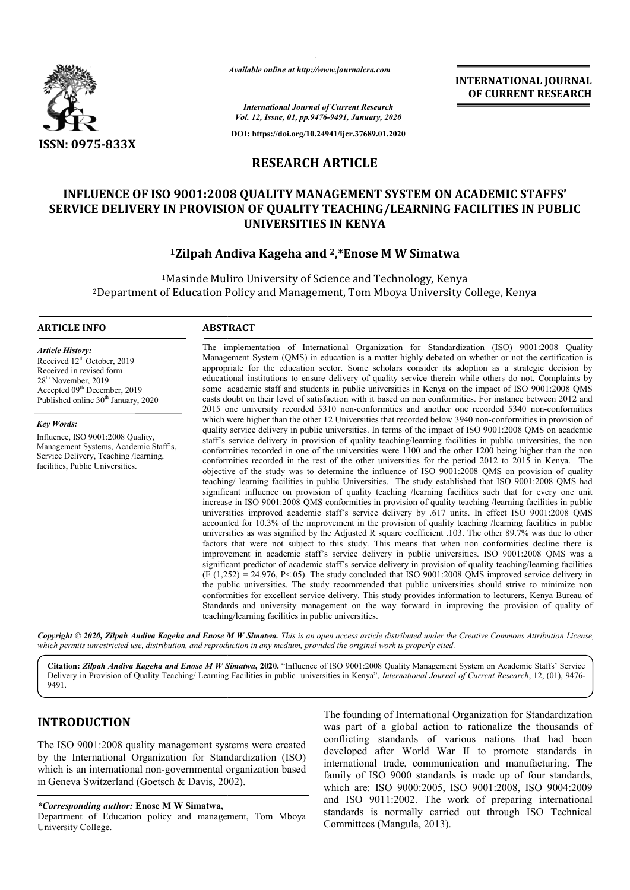*Available online at http://www.journalcra.com*

*International Journal of Current Research*
*Vol. 12, Issue, 01, pp.9476-9491, January, 2020*

**DOI: https://doi.org/10.24941/ijcr.37689.01.2020**

**INTERNATIONAL JOURNAL OF CURRENT RESEARCH**

**ISSN: 0975-833X**

## RESEARCH ARTICLE

# INFLUENCE OF ISO 9001:2008 QUALITY MANAGEMENT SYSTEM ON ACADEMIC STAFFS' SERVICE DELIVERY IN PROVISION OF QUALITY TEACHING/LEARNING FACILITIES IN PUBLIC UNIVERSITIES IN KENYA

**[1]Zilpah Andiva Kageha and [2],\*Enose M W Simatwa**

[1]Masinde Muliro University of Science and Technology, Kenya
[2]Department of Education Policy and Management, Tom Mboya University College, Kenya

### ARTICLE INFO

*Article History:*
Received 12th October, 2019
Received in revised form 28th November, 2019
Accepted 09th December, 2019
Published online 30th January, 2020

*Key Words:*
Influence, ISO 9001:2008 Quality, Management Systems, Academic Staff's, Service Delivery, Teaching /learning, facilities, Public Universities.

### ABSTRACT

The implementation of International Organization for Standardization (ISO) 9001:2008 Quality Management System (QMS) in education is a matter highly debated on whether or not the certification is appropriate for the education sector. Some scholars consider its adoption as a strategic decision by educational institutions to ensure delivery of quality service therein while others do not. Complaints by some academic staff and students in public universities in Kenya on the impact of ISO 9001:2008 QMS casts doubt on their level of satisfaction with it based on non conformities. For instance between 2012 and 2015 one university recorded 5310 non-conformities and another one recorded 5340 non-conformities which were higher than the other 12 Universities that recorded below 3940 non-conformities in provision of quality service delivery in public universities. In terms of the impact of ISO 9001:2008 QMS on academic staff's service delivery in provision of quality teaching/learning facilities in public universities, the non conformities recorded in one of the universities were 1100 and the other 1200 being higher than the non conformities recorded in the rest of the other universities for the period 2012 to 2015 in Kenya. The objective of the study was to determine the influence of ISO 9001:2008 QMS on provision of quality teaching/ learning facilities in public Universities. The study established that ISO 9001:2008 QMS had significant influence on provision of quality teaching /learning facilities such that for every one unit increase in ISO 9001:2008 QMS conformities in provision of quality teaching /learning facilities in public universities improved academic staff's service delivery by .617 units. In effect ISO 9001:2008 QMS accounted for 10.3% of the improvement in the provision of quality teaching /learning facilities in public universities as was signified by the Adjusted R square coefficient .103. The other 89.7% was due to other factors that were not subject to this study. This means that when non conformities decline there is improvement in academic staff's service delivery in public universities. ISO 9001:2008 QMS was a significant predictor of academic staff's service delivery in provision of quality teaching/learning facilities ($F(1,252) = 24.976$, $P<.05$). The study concluded that ISO 9001:2008 QMS improved service delivery in the public universities. The study recommended that public universities should strive to minimize non conformities for excellent service delivery. This study provides information to lecturers, Kenya Bureau of Standards and university management on the way forward in improving the provision of quality of teaching/learning facilities in public universities.

*Copyright © 2020, Zilpah Andiva Kageha and Enose M W Simatwa. This is an open access article distributed under the Creative Commons Attribution License, which permits unrestricted use, distribution, and reproduction in any medium, provided the original work is properly cited.*

**Citation:** ***Zilpah Andiva Kageha and Enose M W Simatwa*, 2020.** "Influence of ISO 9001:2008 Quality Management System on Academic Staffs' Service Delivery in Provision of Quality Teaching/ Learning Facilities in public universities in Kenya", *International Journal of Current Research*, 12, (01), 9476-9491.

## INTRODUCTION

The ISO 9001:2008 quality management systems were created by the International Organization for Standardization (ISO) which is an international non-governmental organization based in Geneva Switzerland (Goetsch & Davis, 2002).

The founding of International Organization for Standardization was part of a global action to rationalize the thousands of conflicting standards of various nations that had been developed after World War II to promote standards in international trade, communication and manufacturing. The family of ISO 9000 standards is made up of four standards, which are: ISO 9000:2005, ISO 9001:2008, ISO 9004:2009 and ISO 9011:2002. The work of preparing international standards is normally carried out through ISO Technical Committees (Mangula, 2013).

*\*Corresponding author:* **Enose M W Simatwa,**
Department of Education policy and management, Tom Mboya University College.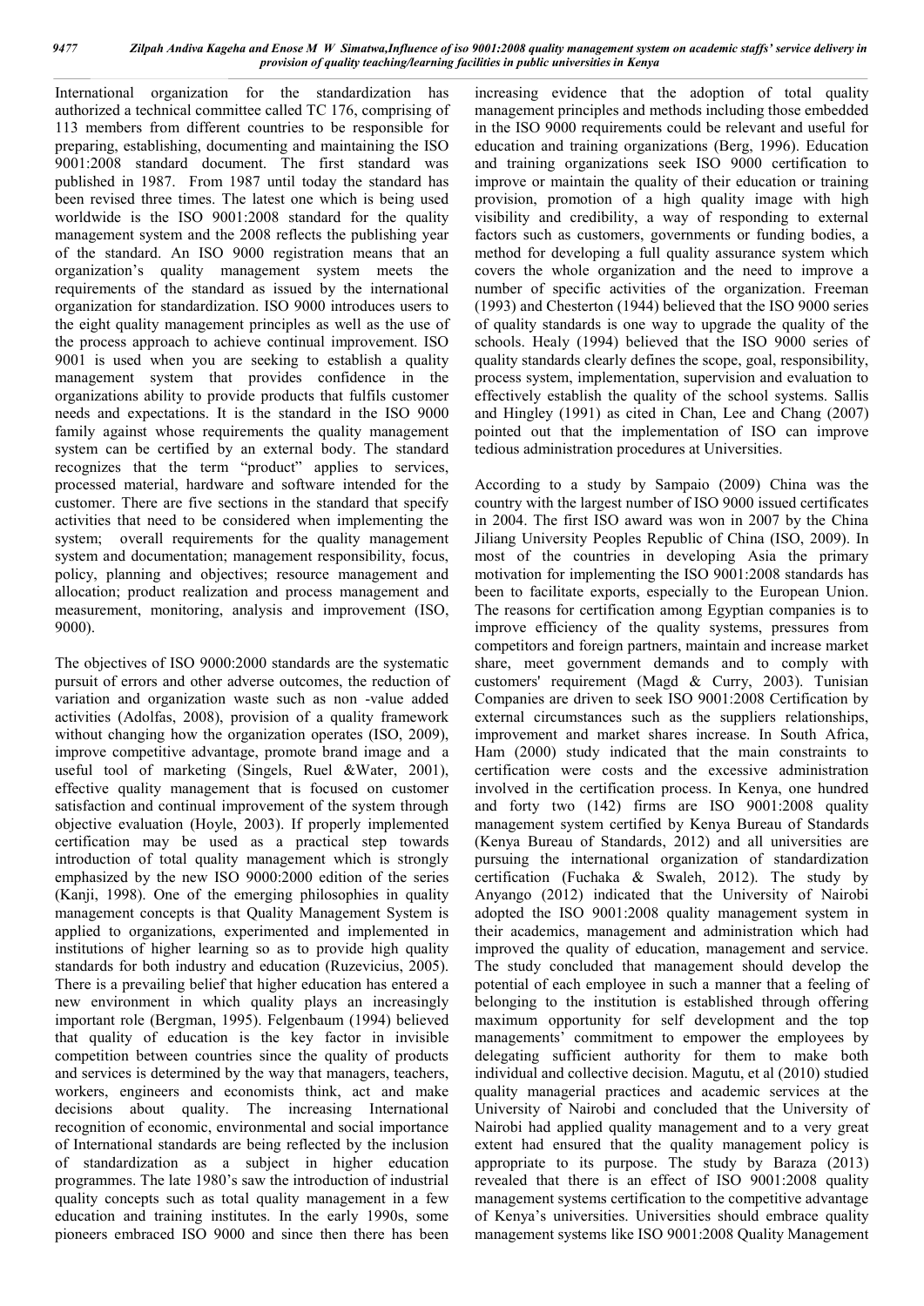International organization for the standardization has authorized a technical committee called TC 176, comprising of 113 members from different countries to be responsible for preparing, establishing, documenting and maintaining the ISO 9001:2008 standard document. The first standard was published in 1987. From 1987 until today the standard has been revised three times. The latest one which is being used worldwide is the ISO 9001:2008 standard for the quality management system and the 2008 reflects the publishing year of the standard. An ISO 9000 registration means that an organization's quality management system meets the requirements of the standard as issued by the international organization for standardization. ISO 9000 introduces users to the eight quality management principles as well as the use of the process approach to achieve continual improvement. ISO 9001 is used when you are seeking to establish a quality management system that provides confidence in the organizations ability to provide products that fulfils customer needs and expectations. It is the standard in the ISO 9000 family against whose requirements the quality management system can be certified by an external body. The standard recognizes that the term "product" applies to services, processed material, hardware and software intended for the customer. There are five sections in the standard that specify activities that need to be considered when implementing the system; overall requirements for the quality management system and documentation; management responsibility, focus, policy, planning and objectives; resource management and allocation; product realization and process management and measurement, monitoring, analysis and improvement (ISO, 9000).

The objectives of ISO 9000:2000 standards are the systematic pursuit of errors and other adverse outcomes, the reduction of variation and organization waste such as non -value added activities (Adolfas, 2008), provision of a quality framework without changing how the organization operates (ISO, 2009), improve competitive advantage, promote brand image and a useful tool of marketing (Singels, Ruel &Water, 2001), effective quality management that is focused on customer satisfaction and continual improvement of the system through objective evaluation (Hoyle, 2003). If properly implemented certification may be used as a practical step towards introduction of total quality management which is strongly emphasized by the new ISO 9000:2000 edition of the series (Kanji, 1998). One of the emerging philosophies in quality management concepts is that Quality Management System is applied to organizations, experimented and implemented in institutions of higher learning so as to provide high quality standards for both industry and education (Ruzevicius, 2005). There is a prevailing belief that higher education has entered a new environment in which quality plays an increasingly important role (Bergman, 1995). Felgenbaum (1994) believed that quality of education is the key factor in invisible competition between countries since the quality of products and services is determined by the way that managers, teachers, workers, engineers and economists think, act and make decisions about quality. The increasing International recognition of economic, environmental and social importance of International standards are being reflected by the inclusion of standardization as a subject in higher education programmes. The late 1980's saw the introduction of industrial quality concepts such as total quality management in a few education and training institutes. In the early 1990s, some pioneers embraced ISO 9000 and since then there has been increasing evidence that the adoption of total quality management principles and methods including those embedded in the ISO 9000 requirements could be relevant and useful for education and training organizations (Berg, 1996). Education and training organizations seek ISO 9000 certification to improve or maintain the quality of their education or training provision, promotion of a high quality image with high visibility and credibility, a way of responding to external factors such as customers, governments or funding bodies, a method for developing a full quality assurance system which covers the whole organization and the need to improve a number of specific activities of the organization. Freeman (1993) and Chesterton (1944) believed that the ISO 9000 series of quality standards is one way to upgrade the quality of the schools. Healy (1994) believed that the ISO 9000 series of quality standards clearly defines the scope, goal, responsibility, process system, implementation, supervision and evaluation to effectively establish the quality of the school systems. Sallis and Hingley (1991) as cited in Chan, Lee and Chang (2007) pointed out that the implementation of ISO can improve tedious administration procedures at Universities.

According to a study by Sampaio (2009) China was the country with the largest number of ISO 9000 issued certificates in 2004. The first ISO award was won in 2007 by the China Jiliang University Peoples Republic of China (ISO, 2009). In most of the countries in developing Asia the primary motivation for implementing the ISO 9001:2008 standards has been to facilitate exports, especially to the European Union. The reasons for certification among Egyptian companies is to improve efficiency of the quality systems, pressures from competitors and foreign partners, maintain and increase market share, meet government demands and to comply with customers' requirement (Magd & Curry, 2003). Tunisian Companies are driven to seek ISO 9001:2008 Certification by external circumstances such as the suppliers relationships, improvement and market shares increase. In South Africa, Ham (2000) study indicated that the main constraints to certification were costs and the excessive administration involved in the certification process. In Kenya, one hundred and forty two (142) firms are ISO 9001:2008 quality management system certified by Kenya Bureau of Standards (Kenya Bureau of Standards, 2012) and all universities are pursuing the international organization of standardization certification (Fuchaka & Swaleh, 2012). The study by Anyango (2012) indicated that the University of Nairobi adopted the ISO 9001:2008 quality management system in their academics, management and administration which had improved the quality of education, management and service. The study concluded that management should develop the potential of each employee in such a manner that a feeling of belonging to the institution is established through offering maximum opportunity for self development and the top managements' commitment to empower the employees by delegating sufficient authority for them to make both individual and collective decision. Magutu, et al (2010) studied quality managerial practices and academic services at the University of Nairobi and concluded that the University of Nairobi had applied quality management and to a very great extent had ensured that the quality management policy is appropriate to its purpose. The study by Baraza (2013) revealed that there is an effect of ISO 9001:2008 quality management systems certification to the competitive advantage of Kenya's universities. Universities should embrace quality management systems like ISO 9001:2008 Quality Management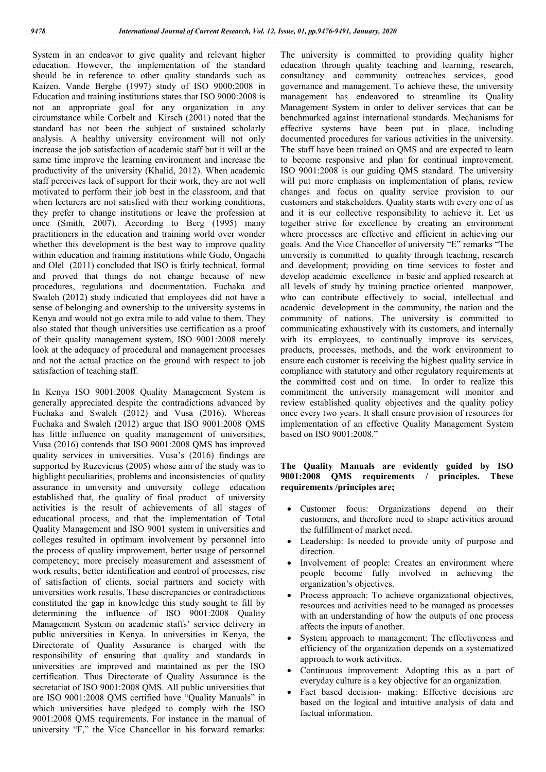System in an endeavor to give quality and relevant higher education. However, the implementation of the standard should be in reference to other quality standards such as Kaizen. Vande Berghe (1997) study of ISO 9000:2008 in Education and training institutions states that ISO 9000:2008 is not an appropriate goal for any organization in any circumstance while Corbelt and Kirsch (2001) noted that the standard has not been the subject of sustained scholarly analysis. A healthy university environment will not only increase the job satisfaction of academic staff but it will at the same time improve the learning environment and increase the productivity of the university (Khalid, 2012). When academic staff perceives lack of support for their work, they are not well motivated to perform their job best in the classroom, and that when lecturers are not satisfied with their working conditions, they prefer to change institutions or leave the profession at once (Smith, 2007). According to Berg (1995) many practitioners in the education and training world over wonder whether this development is the best way to improve quality within education and training institutions while Gudo, Ongachi and Olel (2011) concluded that ISO is fairly technical, formal and proved that things do not change because of new procedures, regulations and documentation. Fuchaka and Swaleh (2012) study indicated that employees did not have a sense of belonging and ownership to the university systems in Kenya and would not go extra mile to add value to them. They also stated that though universities use certification as a proof of their quality management system, ISO 9001:2008 merely look at the adequacy of procedural and management processes and not the actual practice on the ground with respect to job satisfaction of teaching staff.

In Kenya ISO 9001:2008 Quality Management System is generally appreciated despite the contradictions advanced by Fuchaka and Swaleh (2012) and Vusa (2016). Whereas Fuchaka and Swaleh (2012) argue that ISO 9001:2008 QMS has little influence on quality management of universities, Vusa (2016) contends that ISO 9001:2008 QMS has improved quality services in universities. Vusa's (2016) findings are supported by Ruzevicius (2005) whose aim of the study was to highlight peculiarities, problems and inconsistencies of quality assurance in university and university college education established that, the quality of final product of university activities is the result of achievements of all stages of educational process, and that the implementation of Total Quality Management and ISO 9001 system in universities and colleges resulted in optimum involvement by personnel into the process of quality improvement, better usage of personnel competency; more precisely measurement and assessment of work results; better identification and control of processes, rise of satisfaction of clients, social partners and society with universities work results. These discrepancies or contradictions constituted the gap in knowledge this study sought to fill by determining the influence of ISO 9001:2008 Quality Management System on academic staffs' service delivery in public universities in Kenya. In universities in Kenya, the Directorate of Quality Assurance is charged with the responsibility of ensuring that quality and standards in universities are improved and maintained as per the ISO certification. Thus Directorate of Quality Assurance is the secretariat of ISO 9001:2008 QMS. All public universities that are ISO 9001:2008 QMS certified have "Quality Manuals" in which universities have pledged to comply with the ISO 9001:2008 QMS requirements. For instance in the manual of university "F," the Vice Chancellor in his forward remarks: The university is committed to providing quality higher education through quality teaching and learning, research, consultancy and community outreaches services, good governance and management. To achieve these, the university management has endeavored to streamline its Quality Management System in order to deliver services that can be benchmarked against international standards. Mechanisms for effective systems have been put in place, including documented procedures for various activities in the university. The staff have been trained on QMS and are expected to learn to become responsive and plan for continual improvement. ISO 9001:2008 is our guiding QMS standard. The university will put more emphasis on implementation of plans, review changes and focus on quality service provision to our customers and stakeholders. Quality starts with every one of us and it is our collective responsibility to achieve it. Let us together strive for excellence by creating an environment where processes are effective and efficient in achieving our goals. And the Vice Chancellor of university "E" remarks "The university is committed to quality through teaching, research and development; providing on time services to foster and develop academic excellence in basic and applied research at all levels of study by training practice oriented manpower, who can contribute effectively to social, intellectual and academic development in the community, the nation and the community of nations. The university is committed to communicating exhaustively with its customers, and internally with its employees, to continually improve its services, products, processes, methods, and the work environment to ensure each customer is receiving the highest quality service in compliance with statutory and other regulatory requirements at the committed cost and on time. In order to realize this commitment the university management will monitor and review established quality objectives and the quality policy once every two years. It shall ensure provision of resources for implementation of an effective Quality Management System based on ISO 9001:2008."

**The Quality Manuals are evidently guided by ISO 9001:2008 QMS requirements / principles. These requirements /principles are;**

- Customer focus: Organizations depend on their customers, and therefore need to shape activities around the fulfillment of market need.
- Leadership: Is needed to provide unity of purpose and direction.
- Involvement of people: Creates an environment where people become fully involved in achieving the organization's objectives.
- Process approach: To achieve organizational objectives, resources and activities need to be managed as processes with an understanding of how the outputs of one process affects the inputs of another.
- System approach to management: The effectiveness and efficiency of the organization depends on a systematized approach to work activities.
- Continuous improvement: Adopting this as a part of everyday culture is a key objective for an organization.
- Fact based decision- making: Effective decisions are based on the logical and intuitive analysis of data and factual information.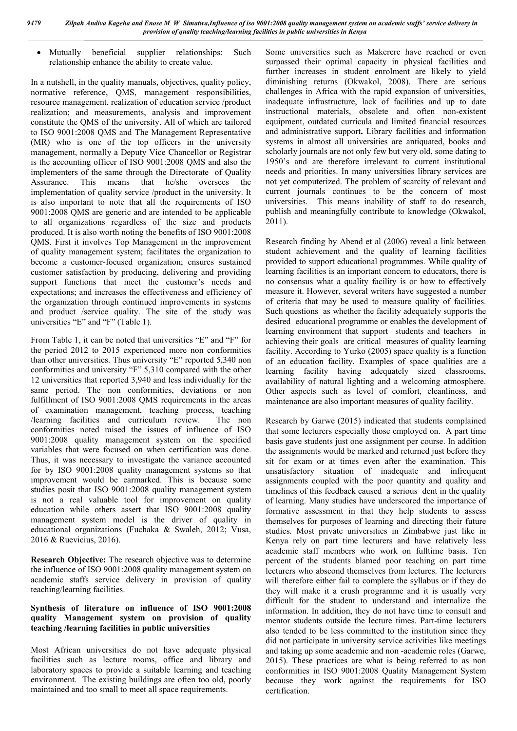- Mutually beneficial supplier relationships: Such relationship enhance the ability to create value.

In a nutshell, in the quality manuals, objectives, quality policy, normative reference, QMS, management responsibilities, resource management, realization of education service /product realization; and measurements, analysis and improvement constitute the QMS of the university. All of which are tailored to ISO 9001:2008 QMS and The Management Representative (MR) who is one of the top officers in the university management, normally a Deputy Vice Chancellor or Registrar is the accounting officer of ISO 9001:2008 QMS and also the implementers of the same through the Directorate of Quality Assurance. This means that he/she oversees the implementation of quality service /product in the university. It is also important to note that all the requirements of ISO 9001:2008 QMS are generic and are intended to be applicable to all organizations regardless of the size and products produced. It is also worth noting the benefits of ISO 9001:2008 QMS. First it involves Top Management in the improvement of quality management system; facilitates the organization to become a customer-focused organization; ensures sustained customer satisfaction by producing, delivering and providing support functions that meet the customer's needs and expectations; and increases the effectiveness and efficiency of the organization through continued improvements in systems and product /service quality. The site of the study was universities "E" and "F" (Table 1).

From Table 1, it can be noted that universities "E" and "F" for the period 2012 to 2015 experienced more non conformities than other universities. Thus university "E" reported 5,340 non conformities and university "F" 5,310 compared with the other 12 universities that reported 3,940 and less individually for the same period. The non conformities, deviations or non fulfillment of ISO 9001:2008 QMS requirements in the areas of examination management, teaching process, teaching /learning facilities and curriculum review. The non conformities noted raised the issues of influence of ISO 9001:2008 quality management system on the specified variables that were focused on when certification was done. Thus, it was necessary to investigate the variance accounted for by ISO 9001:2008 quality management systems so that improvement would be earmarked. This is because some studies posit that ISO 9001:2008 quality management system is not a real valuable tool for improvement on quality education while others assert that ISO 9001:2008 quality management system model is the driver of quality in educational organizations (Fuchaka & Swaleh, 2012; Vusa, 2016 & Ruevicius, 2016).

**Research Objective:** The research objective was to determine the influence of ISO 9001:2008 quality management system on academic staffs service delivery in provision of quality teaching/learning facilities.

### Synthesis of literature on influence of ISO 9001:2008 quality Management system on provision of quality teaching /learning facilities in public universities

Most African universities do not have adequate physical facilities such as lecture rooms, office and library and laboratory spaces to provide a suitable learning and teaching environment. The existing buildings are often too old, poorly maintained and too small to meet all space requirements.

Some universities such as Makerere have reached or even surpassed their optimal capacity in physical facilities and further increases in student enrolment are likely to yield diminishing returns (Okwakol, 2008). There are serious challenges in Africa with the rapid expansion of universities, inadequate infrastructure, lack of facilities and up to date instructional materials, obsolete and often non-existent equipment, outdated curricula and limited financial resources and administrative support**.** Library facilities and information systems in almost all universities are antiquated, books and scholarly journals are not only few but very old, some dating to 1950's and are therefore irrelevant to current institutional needs and priorities. In many universities library services are not yet computerized. The problem of scarcity of relevant and current journals continues to be the concern of most universities. This means inability of staff to do research, publish and meaningfully contribute to knowledge (Okwakol, 2011).

Research finding by Abend et al (2006) reveal a link between student achievement and the quality of learning facilities provided to support educational programmes. While quality of learning facilities is an important concern to educators, there is no consensus what a quality facility is or how to effectively measure it. However, several writers have suggested a number of criteria that may be used to measure quality of facilities. Such questions as whether the facility adequately supports the desired educational programme or enables the development of learning environment that support students and teachers in achieving their goals are critical measures of quality learning facility. According to Yurko (2005) space quality is a function of an education facility. Examples of space qualities are a learning facility having adequately sized classrooms, availability of natural lighting and a welcoming atmosphere. Other aspects such as level of comfort, cleanliness, and maintenance are also important measures of quality facility.

Research by Garwe (2015) indicated that students complained that some lecturers especially those employed on. A part time basis gave students just one assignment per course. In addition the assignments would be marked and returned just before they sit for exam or at times even after the examination. This unsatisfactory situation of inadequate and infrequent assignments coupled with the poor quantity and quality and timelines of this feedback caused a serious dent in the quality of learning. Many studies have underscored the importance of formative assessment in that they help students to assess themselves for purposes of learning and directing their future studies. Most private universities in Zimbabwe just like in Kenya rely on part time lecturers and have relatively less academic staff members who work on fulltime basis. Ten percent of the students blamed poor teaching on part time lecturers who abscond themselves from lectures. The lecturers will therefore either fail to complete the syllabus or if they do they will make it a crush programme and it is usually very difficult for the student to understand and internalize the information. In addition, they do not have time to consult and mentor students outside the lecture times. Part-time lecturers also tended to be less committed to the institution since they did not participate in university service activities like meetings and taking up some academic and non -academic roles (Garwe, 2015). These practices are what is being referred to as non conformities in ISO 9001:2008 Quality Management System because they work against the requirements for ISO certification.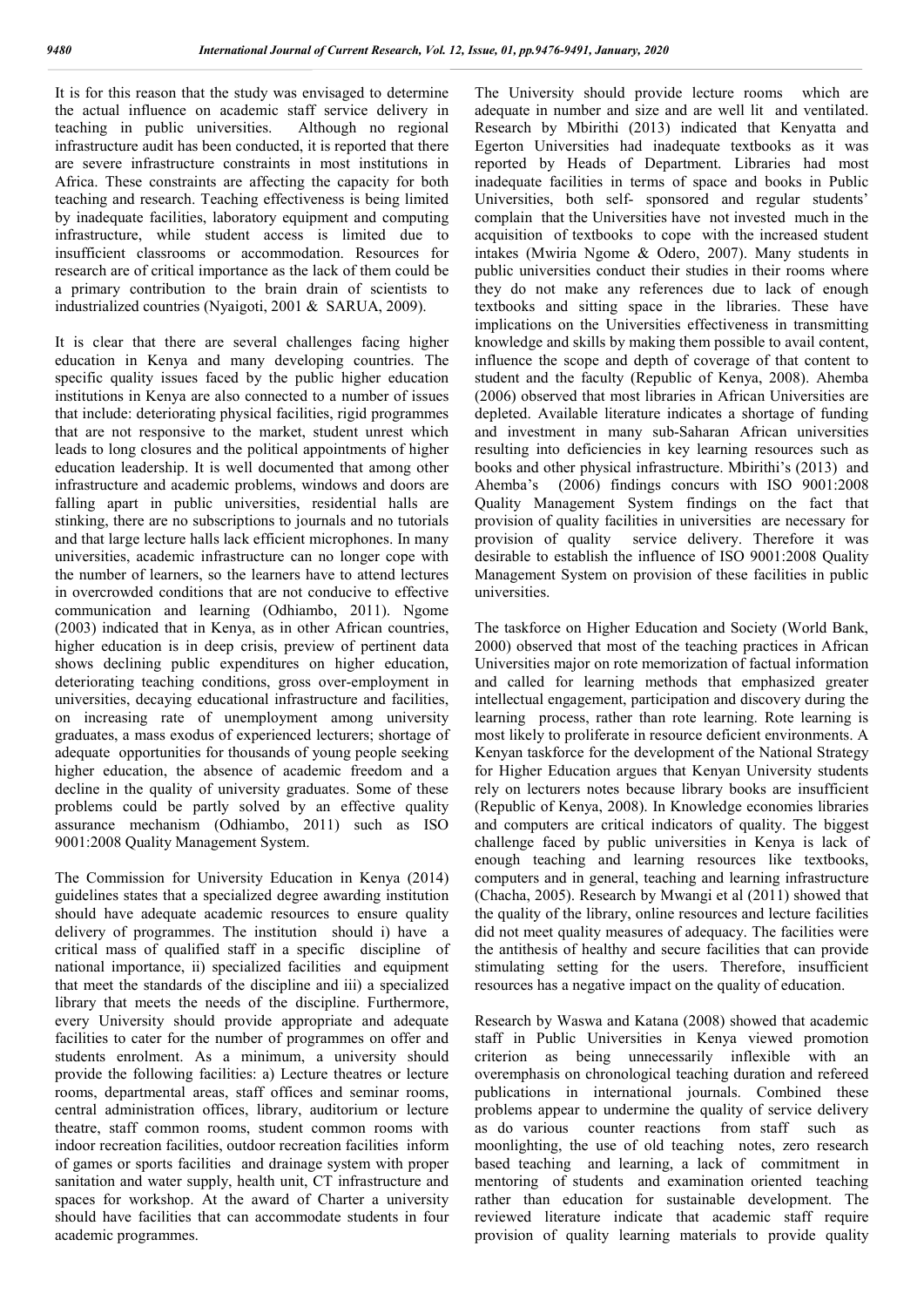It is for this reason that the study was envisaged to determine the actual influence on academic staff service delivery in teaching in public universities. Although no regional infrastructure audit has been conducted, it is reported that there are severe infrastructure constraints in most institutions in Africa. These constraints are affecting the capacity for both teaching and research. Teaching effectiveness is being limited by inadequate facilities, laboratory equipment and computing infrastructure, while student access is limited due to insufficient classrooms or accommodation. Resources for research are of critical importance as the lack of them could be a primary contribution to the brain drain of scientists to industrialized countries (Nyaigoti, 2001 & SARUA, 2009).

It is clear that there are several challenges facing higher education in Kenya and many developing countries. The specific quality issues faced by the public higher education institutions in Kenya are also connected to a number of issues that include: deteriorating physical facilities, rigid programmes that are not responsive to the market, student unrest which leads to long closures and the political appointments of higher education leadership. It is well documented that among other infrastructure and academic problems, windows and doors are falling apart in public universities, residential halls are stinking, there are no subscriptions to journals and no tutorials and that large lecture halls lack efficient microphones. In many universities, academic infrastructure can no longer cope with the number of learners, so the learners have to attend lectures in overcrowded conditions that are not conducive to effective communication and learning (Odhiambo, 2011). Ngome (2003) indicated that in Kenya, as in other African countries, higher education is in deep crisis, preview of pertinent data shows declining public expenditures on higher education, deteriorating teaching conditions, gross over-employment in universities, decaying educational infrastructure and facilities, on increasing rate of unemployment among university graduates, a mass exodus of experienced lecturers; shortage of adequate opportunities for thousands of young people seeking higher education, the absence of academic freedom and a decline in the quality of university graduates. Some of these problems could be partly solved by an effective quality assurance mechanism (Odhiambo, 2011) such as ISO 9001:2008 Quality Management System.

The Commission for University Education in Kenya (2014) guidelines states that a specialized degree awarding institution should have adequate academic resources to ensure quality delivery of programmes. The institution should i) have a critical mass of qualified staff in a specific discipline of national importance, ii) specialized facilities and equipment that meet the standards of the discipline and iii) a specialized library that meets the needs of the discipline. Furthermore, every University should provide appropriate and adequate facilities to cater for the number of programmes on offer and students enrolment. As a minimum, a university should provide the following facilities: a) Lecture theatres or lecture rooms, departmental areas, staff offices and seminar rooms, central administration offices, library, auditorium or lecture theatre, staff common rooms, student common rooms with indoor recreation facilities, outdoor recreation facilities inform of games or sports facilities and drainage system with proper sanitation and water supply, health unit, CT infrastructure and spaces for workshop. At the award of Charter a university should have facilities that can accommodate students in four academic programmes.

The University should provide lecture rooms which are adequate in number and size and are well lit and ventilated. Research by Mbirithi (2013) indicated that Kenyatta and Egerton Universities had inadequate textbooks as it was reported by Heads of Department. Libraries had most inadequate facilities in terms of space and books in Public Universities, both self- sponsored and regular students' complain that the Universities have not invested much in the acquisition of textbooks to cope with the increased student intakes (Mwiria Ngome & Odero, 2007). Many students in public universities conduct their studies in their rooms where they do not make any references due to lack of enough textbooks and sitting space in the libraries. These have implications on the Universities effectiveness in transmitting knowledge and skills by making them possible to avail content, influence the scope and depth of coverage of that content to student and the faculty (Republic of Kenya, 2008). Ahemba (2006) observed that most libraries in African Universities are depleted. Available literature indicates a shortage of funding and investment in many sub-Saharan African universities resulting into deficiencies in key learning resources such as books and other physical infrastructure. Mbirithi's (2013) and Ahemba's (2006) findings concurs with ISO 9001:2008 Quality Management System findings on the fact that provision of quality facilities in universities are necessary for provision of quality service delivery. Therefore it was desirable to establish the influence of ISO 9001:2008 Quality Management System on provision of these facilities in public universities.

The taskforce on Higher Education and Society (World Bank, 2000) observed that most of the teaching practices in African Universities major on rote memorization of factual information and called for learning methods that emphasized greater intellectual engagement, participation and discovery during the learning process, rather than rote learning. Rote learning is most likely to proliferate in resource deficient environments. A Kenyan taskforce for the development of the National Strategy for Higher Education argues that Kenyan University students rely on lecturers notes because library books are insufficient (Republic of Kenya, 2008). In Knowledge economies libraries and computers are critical indicators of quality. The biggest challenge faced by public universities in Kenya is lack of enough teaching and learning resources like textbooks, computers and in general, teaching and learning infrastructure (Chacha, 2005). Research by Mwangi et al (2011) showed that the quality of the library, online resources and lecture facilities did not meet quality measures of adequacy. The facilities were the antithesis of healthy and secure facilities that can provide stimulating setting for the users. Therefore, insufficient resources has a negative impact on the quality of education.

Research by Waswa and Katana (2008) showed that academic staff in Public Universities in Kenya viewed promotion criterion as being unnecessarily inflexible with an overemphasis on chronological teaching duration and refereed publications in international journals. Combined these problems appear to undermine the quality of service delivery as do various counter reactions from staff such as moonlighting, the use of old teaching notes, zero research based teaching and learning, a lack of commitment in mentoring of students and examination oriented teaching rather than education for sustainable development. The reviewed literature indicate that academic staff require provision of quality learning materials to provide quality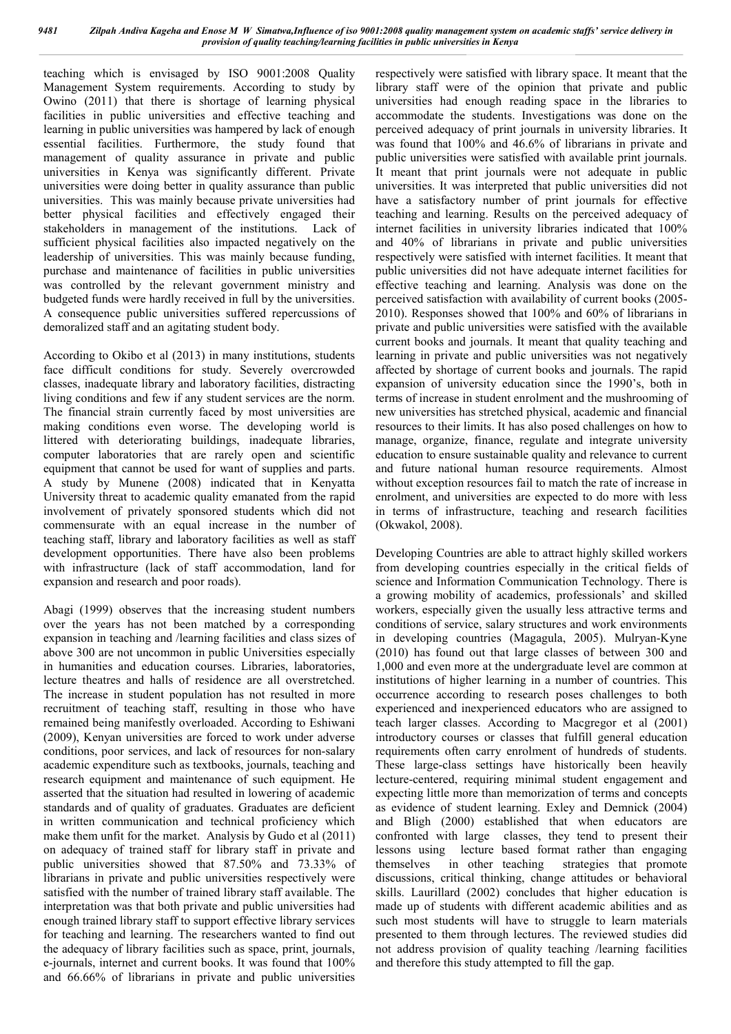teaching which is envisaged by ISO 9001:2008 Quality Management System requirements. According to study by Owino (2011) that there is shortage of learning physical facilities in public universities and effective teaching and learning in public universities was hampered by lack of enough essential facilities. Furthermore, the study found that management of quality assurance in private and public universities in Kenya was significantly different. Private universities were doing better in quality assurance than public universities. This was mainly because private universities had better physical facilities and effectively engaged their stakeholders in management of the institutions. Lack of sufficient physical facilities also impacted negatively on the leadership of universities. This was mainly because funding, purchase and maintenance of facilities in public universities was controlled by the relevant government ministry and budgeted funds were hardly received in full by the universities. A consequence public universities suffered repercussions of demoralized staff and an agitating student body.

According to Okibo et al (2013) in many institutions, students face difficult conditions for study. Severely overcrowded classes, inadequate library and laboratory facilities, distracting living conditions and few if any student services are the norm. The financial strain currently faced by most universities are making conditions even worse. The developing world is littered with deteriorating buildings, inadequate libraries, computer laboratories that are rarely open and scientific equipment that cannot be used for want of supplies and parts. A study by Munene (2008) indicated that in Kenyatta University threat to academic quality emanated from the rapid involvement of privately sponsored students which did not commensurate with an equal increase in the number of teaching staff, library and laboratory facilities as well as staff development opportunities. There have also been problems with infrastructure (lack of staff accommodation, land for expansion and research and poor roads).

Abagi (1999) observes that the increasing student numbers over the years has not been matched by a corresponding expansion in teaching and /learning facilities and class sizes of above 300 are not uncommon in public Universities especially in humanities and education courses. Libraries, laboratories, lecture theatres and halls of residence are all overstretched. The increase in student population has not resulted in more recruitment of teaching staff, resulting in those who have remained being manifestly overloaded. According to Eshiwani (2009), Kenyan universities are forced to work under adverse conditions, poor services, and lack of resources for non-salary academic expenditure such as textbooks, journals, teaching and research equipment and maintenance of such equipment. He asserted that the situation had resulted in lowering of academic standards and of quality of graduates. Graduates are deficient in written communication and technical proficiency which make them unfit for the market. Analysis by Gudo et al (2011) on adequacy of trained staff for library staff in private and public universities showed that 87.50% and 73.33% of librarians in private and public universities respectively were satisfied with the number of trained library staff available. The interpretation was that both private and public universities had enough trained library staff to support effective library services for teaching and learning. The researchers wanted to find out the adequacy of library facilities such as space, print, journals, e-journals, internet and current books. It was found that 100% and 66.66% of librarians in private and public universities respectively were satisfied with library space. It meant that the library staff were of the opinion that private and public universities had enough reading space in the libraries to accommodate the students. Investigations was done on the perceived adequacy of print journals in university libraries. It was found that 100% and 46.6% of librarians in private and public universities were satisfied with available print journals. It meant that print journals were not adequate in public universities. It was interpreted that public universities did not have a satisfactory number of print journals for effective teaching and learning. Results on the perceived adequacy of internet facilities in university libraries indicated that 100% and 40% of librarians in private and public universities respectively were satisfied with internet facilities. It meant that public universities did not have adequate internet facilities for effective teaching and learning. Analysis was done on the perceived satisfaction with availability of current books (2005-2010). Responses showed that 100% and 60% of librarians in private and public universities were satisfied with the available current books and journals. It meant that quality teaching and learning in private and public universities was not negatively affected by shortage of current books and journals. The rapid expansion of university education since the 1990's, both in terms of increase in student enrolment and the mushrooming of new universities has stretched physical, academic and financial resources to their limits. It has also posed challenges on how to manage, organize, finance, regulate and integrate university education to ensure sustainable quality and relevance to current and future national human resource requirements. Almost without exception resources fail to match the rate of increase in enrolment, and universities are expected to do more with less in terms of infrastructure, teaching and research facilities (Okwakol, 2008).

Developing Countries are able to attract highly skilled workers from developing countries especially in the critical fields of science and Information Communication Technology. There is a growing mobility of academics, professionals' and skilled workers, especially given the usually less attractive terms and conditions of service, salary structures and work environments in developing countries (Magagula, 2005). Mulryan-Kyne (2010) has found out that large classes of between 300 and 1,000 and even more at the undergraduate level are common at institutions of higher learning in a number of countries. This occurrence according to research poses challenges to both experienced and inexperienced educators who are assigned to teach larger classes. According to Macgregor et al (2001) introductory courses or classes that fulfill general education requirements often carry enrolment of hundreds of students. These large-class settings have historically been heavily lecture-centered, requiring minimal student engagement and expecting little more than memorization of terms and concepts as evidence of student learning. Exley and Demnick (2004) and Bligh (2000) established that when educators are confronted with large classes, they tend to present their lessons using lecture based format rather than engaging themselves in other teaching strategies that promote discussions, critical thinking, change attitudes or behavioral skills. Laurillard (2002) concludes that higher education is made up of students with different academic abilities and as such most students will have to struggle to learn materials presented to them through lectures. The reviewed studies did not address provision of quality teaching /learning facilities and therefore this study attempted to fill the gap.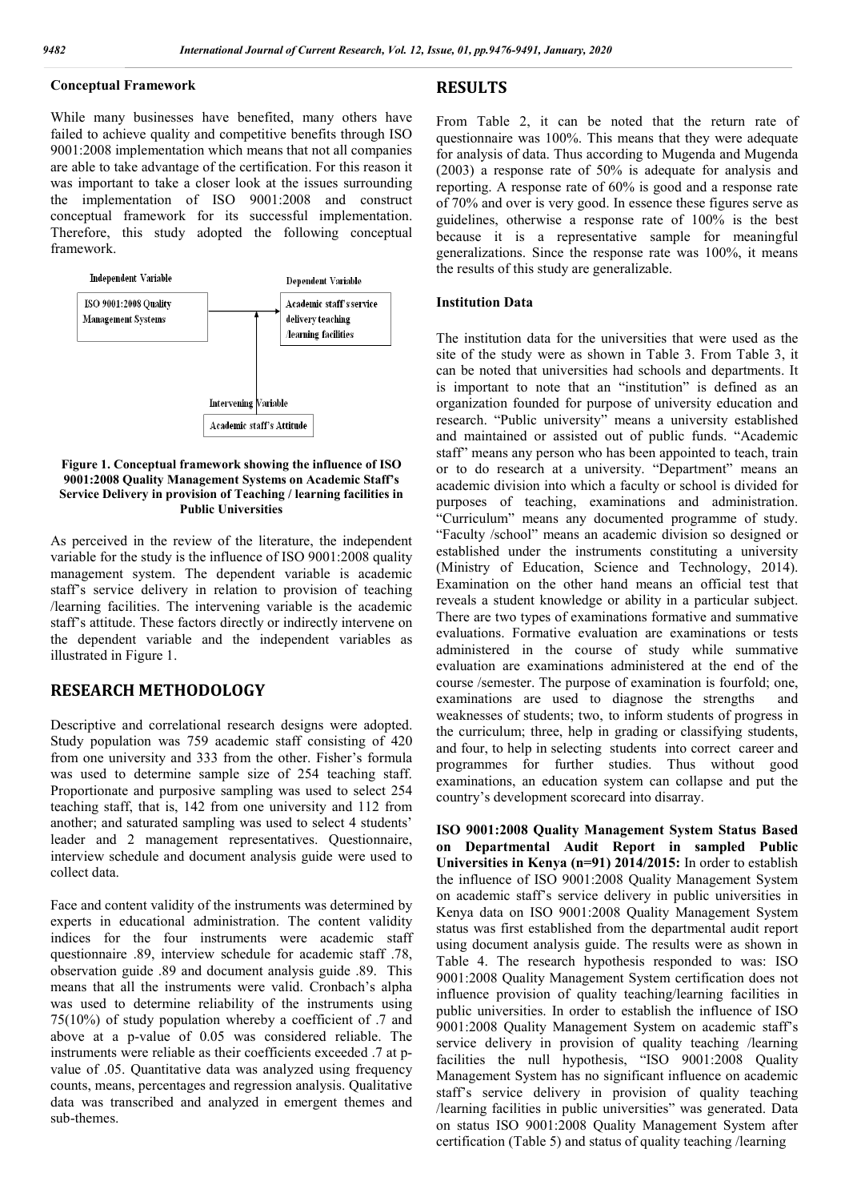### Conceptual Framework

While many businesses have benefited, many others have failed to achieve quality and competitive benefits through ISO 9001:2008 implementation which means that not all companies are able to take advantage of the certification. For this reason it was important to take a closer look at the issues surrounding the implementation of ISO 9001:2008 and construct conceptual framework for its successful implementation. Therefore, this study adopted the following conceptual framework.

Independent Variable: ISO 9001:2008 Quality Management Systems

Dependent Variable: Academic staff's service delivery teaching /learning facilities

Intervening Variable: Academic staff's Attitude

**Figure 1. Conceptual framework showing the influence of ISO 9001:2008 Quality Management Systems on Academic Staff's Service Delivery in provision of Teaching / learning facilities in Public Universities**

As perceived in the review of the literature, the independent variable for the study is the influence of ISO 9001:2008 quality management system. The dependent variable is academic staff's service delivery in relation to provision of teaching /learning facilities. The intervening variable is the academic staff's attitude. These factors directly or indirectly intervene on the dependent variable and the independent variables as illustrated in Figure 1.

## RESEARCH METHODOLOGY

Descriptive and correlational research designs were adopted. Study population was 759 academic staff consisting of 420 from one university and 333 from the other. Fisher's formula was used to determine sample size of 254 teaching staff. Proportionate and purposive sampling was used to select 254 teaching staff, that is, 142 from one university and 112 from another; and saturated sampling was used to select 4 students' leader and 2 management representatives. Questionnaire, interview schedule and document analysis guide were used to collect data.

Face and content validity of the instruments was determined by experts in educational administration. The content validity indices for the four instruments were academic staff questionnaire .89, interview schedule for academic staff .78, observation guide .89 and document analysis guide .89. This means that all the instruments were valid. Cronbach's alpha was used to determine reliability of the instruments using 75(10%) of study population whereby a coefficient of .7 and above at a p-value of 0.05 was considered reliable. The instruments were reliable as their coefficients exceeded .7 at p-value of .05. Quantitative data was analyzed using frequency counts, means, percentages and regression analysis. Qualitative data was transcribed and analyzed in emergent themes and sub-themes.

## RESULTS

From Table 2, it can be noted that the return rate of questionnaire was 100%. This means that they were adequate for analysis of data. Thus according to Mugenda and Mugenda (2003) a response rate of 50% is adequate for analysis and reporting. A response rate of 60% is good and a response rate of 70% and over is very good. In essence these figures serve as guidelines, otherwise a response rate of 100% is the best because it is a representative sample for meaningful generalizations. Since the response rate was 100%, it means the results of this study are generalizable.

### Institution Data

The institution data for the universities that were used as the site of the study were as shown in Table 3. From Table 3, it can be noted that universities had schools and departments. It is important to note that an "institution" is defined as an organization founded for purpose of university education and research. "Public university" means a university established and maintained or assisted out of public funds. "Academic staff" means any person who has been appointed to teach, train or to do research at a university. "Department" means an academic division into which a faculty or school is divided for purposes of teaching, examinations and administration. "Curriculum" means any documented programme of study. "Faculty /school" means an academic division so designed or established under the instruments constituting a university (Ministry of Education, Science and Technology, 2014). Examination on the other hand means an official test that reveals a student knowledge or ability in a particular subject. There are two types of examinations formative and summative evaluations. Formative evaluation are examinations or tests administered in the course of study while summative evaluation are examinations administered at the end of the course /semester. The purpose of examination is fourfold; one, examinations are used to diagnose the strengths and weaknesses of students; two, to inform students of progress in the curriculum; three, help in grading or classifying students, and four, to help in selecting students into correct career and programmes for further studies. Thus without good examinations, an education system can collapse and put the country's development scorecard into disarray.

**ISO 9001:2008 Quality Management System Status Based on Departmental Audit Report in sampled Public Universities in Kenya (n=91) 2014/2015:** In order to establish the influence of ISO 9001:2008 Quality Management System on academic staff's service delivery in public universities in Kenya data on ISO 9001:2008 Quality Management System status was first established from the departmental audit report using document analysis guide. The results were as shown in Table 4. The research hypothesis responded to was: ISO 9001:2008 Quality Management System certification does not influence provision of quality teaching/learning facilities in public universities. In order to establish the influence of ISO 9001:2008 Quality Management System on academic staff's service delivery in provision of quality teaching /learning facilities the null hypothesis, "ISO 9001:2008 Quality Management System has no significant influence on academic staff's service delivery in provision of quality teaching /learning facilities in public universities" was generated. Data on status ISO 9001:2008 Quality Management System after certification (Table 5) and status of quality teaching /learning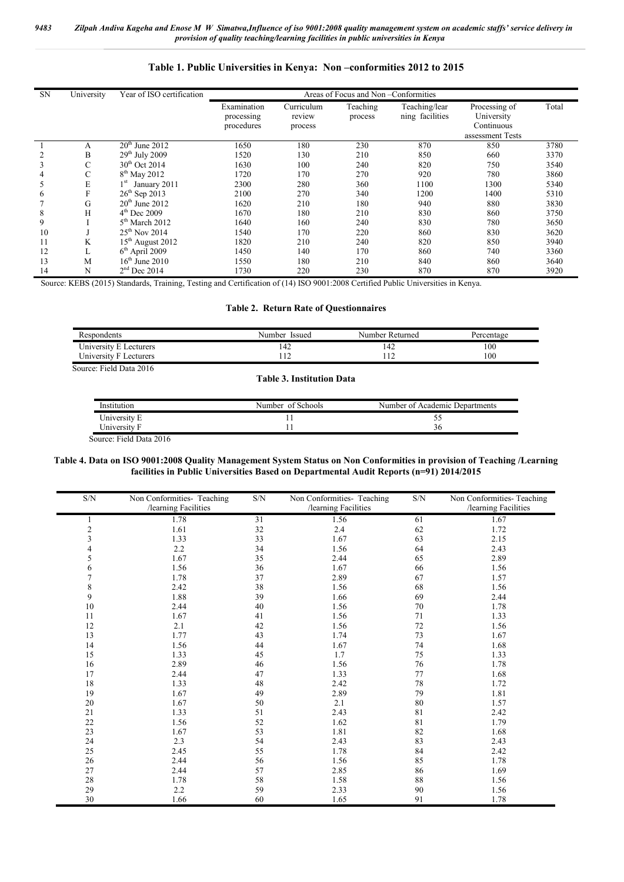## Table 1. Public Universities in Kenya: Non –conformities 2012 to 2015

| SN | University | Year of ISO certification | Areas of Focus and Non –Conformities | | | | | |
|---|---|---|---|---|---|---|---|---|
| | | | Examination processing procedures | Curriculum review process | Teaching process | Teaching/learning facilities | Processing of University Continuous assessment Tests | Total |
| 1 | A | 20th June 2012 | 1650 | 180 | 230 | 870 | 850 | 3780 |
| 2 | B | 29th July 2009 | 1520 | 130 | 210 | 850 | 660 | 3370 |
| 3 | C | 30th Oct 2014 | 1630 | 100 | 240 | 820 | 750 | 3540 |
| 4 | C | 8th May 2012 | 1720 | 170 | 270 | 920 | 780 | 3860 |
| 5 | E | 1st January 2011 | 2300 | 280 | 360 | 1100 | 1300 | 5340 |
| 6 | F | 26th Sep 2013 | 2100 | 270 | 340 | 1200 | 1400 | 5310 |
| 7 | G | 20th June 2012 | 1620 | 210 | 180 | 940 | 880 | 3830 |
| 8 | H | 4th Dec 2009 | 1670 | 180 | 210 | 830 | 860 | 3750 |
| 9 | I | 5th March 2012 | 1640 | 160 | 240 | 830 | 780 | 3650 |
| 10 | J | 25th Nov 2014 | 1540 | 170 | 220 | 860 | 830 | 3620 |
| 11 | K | 15th August 2012 | 1820 | 210 | 240 | 820 | 850 | 3940 |
| 12 | L | 6th April 2009 | 1450 | 140 | 170 | 860 | 740 | 3360 |
| 13 | M | 16th June 2010 | 1550 | 180 | 210 | 840 | 860 | 3640 |
| 14 | N | 2nd Dec 2014 | 1730 | 220 | 230 | 870 | 870 | 3920 |

Source: KEBS (2015) Standards, Training, Testing and Certification of (14) ISO 9001:2008 Certified Public Universities in Kenya.

## Table 2. Return Rate of Questionnaires

| Respondents | Number Issued | Number Returned | Percentage |
|---|---|---|---|
| University E Lecturers | 142 | 142 | 100 |
| University F Lecturers | 112 | 112 | 100 |

Source: Field Data 2016

## Table 3. Institution Data

| Institution | Number of Schools | Number of Academic Departments |
|---|---|---|
| University E | 11 | 55 |
| University F | 11 | 36 |

Source: Field Data 2016

## Table 4. Data on ISO 9001:2008 Quality Management System Status on Non Conformities in provision of Teaching /Learning facilities in Public Universities Based on Departmental Audit Reports (n=91) 2014/2015

| S/N | Non Conformities- Teaching /learning Facilities | S/N | Non Conformities- Teaching /learning Facilities | S/N | Non Conformities- Teaching /learning Facilities |
|---|---|---|---|---|---|
| 1 | 1.78 | 31 | 1.56 | 61 | 1.67 |
| 2 | 1.61 | 32 | 2.4 | 62 | 1.72 |
| 3 | 1.33 | 33 | 1.67 | 63 | 2.15 |
| 4 | 2.2 | 34 | 1.56 | 64 | 2.43 |
| 5 | 1.67 | 35 | 2.44 | 65 | 2.89 |
| 6 | 1.56 | 36 | 1.67 | 66 | 1.56 |
| 7 | 1.78 | 37 | 2.89 | 67 | 1.57 |
| 8 | 2.42 | 38 | 1.56 | 68 | 1.56 |
| 9 | 1.88 | 39 | 1.66 | 69 | 2.44 |
| 10 | 2.44 | 40 | 1.56 | 70 | 1.78 |
| 11 | 1.67 | 41 | 1.56 | 71 | 1.33 |
| 12 | 2.1 | 42 | 1.56 | 72 | 1.56 |
| 13 | 1.77 | 43 | 1.74 | 73 | 1.67 |
| 14 | 1.56 | 44 | 1.67 | 74 | 1.68 |
| 15 | 1.33 | 45 | 1.7 | 75 | 1.33 |
| 16 | 2.89 | 46 | 1.56 | 76 | 1.78 |
| 17 | 2.44 | 47 | 1.33 | 77 | 1.68 |
| 18 | 1.33 | 48 | 2.42 | 78 | 1.72 |
| 19 | 1.67 | 49 | 2.89 | 79 | 1.81 |
| 20 | 1.67 | 50 | 2.1 | 80 | 1.57 |
| 21 | 1.33 | 51 | 2.43 | 81 | 2.42 |
| 22 | 1.56 | 52 | 1.62 | 81 | 1.79 |
| 23 | 1.67 | 53 | 1.81 | 82 | 1.68 |
| 24 | 2.3 | 54 | 2.43 | 83 | 2.43 |
| 25 | 2.45 | 55 | 1.78 | 84 | 2.42 |
| 26 | 2.44 | 56 | 1.56 | 85 | 1.78 |
| 27 | 2.44 | 57 | 2.85 | 86 | 1.69 |
| 28 | 1.78 | 58 | 1.58 | 88 | 1.56 |
| 29 | 2.2 | 59 | 2.33 | 90 | 1.56 |
| 30 | 1.66 | 60 | 1.65 | 91 | 1.78 |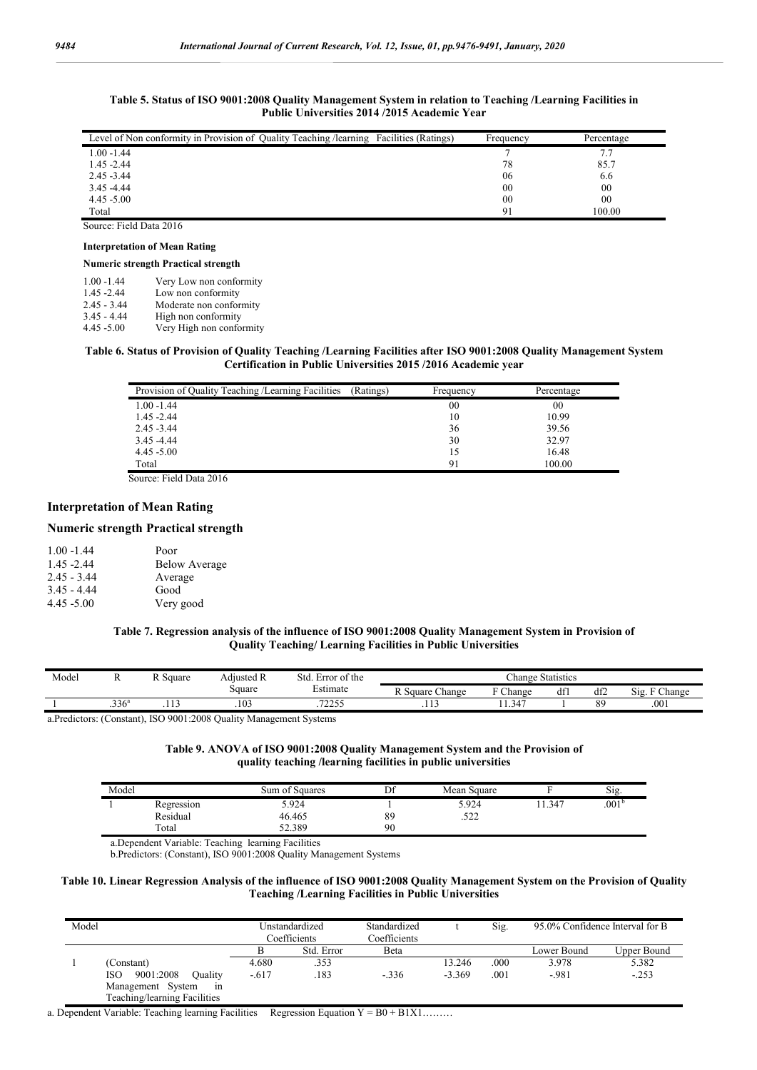**Table 5. Status of ISO 9001:2008 Quality Management System in relation to Teaching /Learning Facilities in Public Universities 2014 /2015 Academic Year**

| Level of Non conformity in Provision of Quality Teaching /learning Facilities (Ratings) | Frequency | Percentage |
|---|---|---|
| 1.00 -1.44 | 7 | 7.7 |
| 1.45 -2.44 | 78 | 85.7 |
| 2.45 -3.44 | 06 | 6.6 |
| 3.45 -4.44 | 00 | 00 |
| 4.45 -5.00 | 00 | 00 |
| Total | 91 | 100.00 |

Source: Field Data 2016

**Interpretation of Mean Rating**

**Numeric strength Practical strength**

| | |
|---|---|
| 1.00 -1.44 | Very Low non conformity |
| 1.45 -2.44 | Low non conformity |
| 2.45 - 3.44 | Moderate non conformity |
| 3.45 - 4.44 | High non conformity |
| 4.45 -5.00 | Very High non conformity |

**Table 6. Status of Provision of Quality Teaching /Learning Facilities after ISO 9001:2008 Quality Management System Certification in Public Universities 2015 /2016 Academic year**

| Provision of Quality Teaching /Learning Facilities (Ratings) | Frequency | Percentage |
|---|---|---|
| 1.00 -1.44 | 00 | 00 |
| 1.45 -2.44 | 10 | 10.99 |
| 2.45 -3.44 | 36 | 39.56 |
| 3.45 -4.44 | 30 | 32.97 |
| 4.45 -5.00 | 15 | 16.48 |
| Total | 91 | 100.00 |

Source: Field Data 2016

## Interpretation of Mean Rating

## Numeric strength Practical strength

| | |
|---|---|
| 1.00 -1.44 | Poor |
| 1.45 -2.44 | Below Average |
| 2.45 - 3.44 | Average |
| 3.45 - 4.44 | Good |
| 4.45 -5.00 | Very good |

**Table 7. Regression analysis of the influence of ISO 9001:2008 Quality Management System in Provision of Quality Teaching/ Learning Facilities in Public Universities**

| Model | R | R Square | Adjusted R Square | Std. Error of the Estimate | Change Statistics | | | | |
|---|---|---|---|---|---|---|---|---|---|
| | | | | | R Square Change | F Change | df1 | df2 | Sig. F Change |
| 1 | .336[a] | .113 | .103 | .72255 | .113 | 11.347 | 1 | 89 | .001 |

a.Predictors: (Constant), ISO 9001:2008 Quality Management Systems

**Table 9. ANOVA of ISO 9001:2008 Quality Management System and the Provision of quality teaching /learning facilities in public universities**

| Model | | Sum of Squares | Df | Mean Square | F | Sig. |
|---|---|---|---|---|---|---|
| 1 | Regression | 5.924 | 1 | 5.924 | 11.347 | .001[b] |
| | Residual | 46.465 | 89 | .522 | | |
| | Total | 52.389 | 90 | | | |

a.Dependent Variable: Teaching learning Facilities

b.Predictors: (Constant), ISO 9001:2008 Quality Management Systems

**Table 10. Linear Regression Analysis of the influence of ISO 9001:2008 Quality Management System on the Provision of Quality Teaching /Learning Facilities in Public Universities**

| Model | | Unstandardized Coefficients | | Standardized Coefficients | t | Sig. | 95.0% Confidence Interval for B | |
|---|---|---|---|---|---|---|---|---|
| | | B | Std. Error | Beta | | | Lower Bound | Upper Bound |
| 1 | (Constant) | 4.680 | .353 | | 13.246 | .000 | 3.978 | 5.382 |
| | ISO 9001:2008 Quality Management System in Teaching/learning Facilities | -.617 | .183 | -.336 | -3.369 | .001 | -.981 | -.253 |

a. Dependent Variable: Teaching learning Facilities Regression Equation $Y = B0 + B1X1$………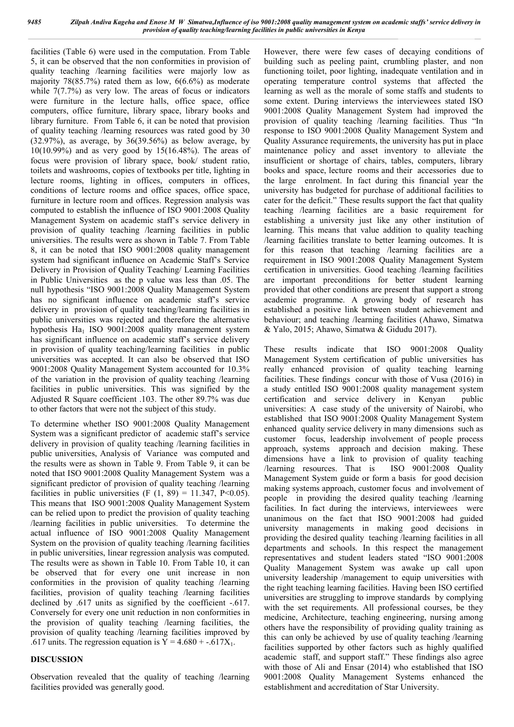facilities (Table 6) were used in the computation. From Table 5, it can be observed that the non conformities in provision of quality teaching /learning facilities were majorly low as majority 78(85.7%) rated them as low, 6(6.6%) as moderate while 7(7.7%) as very low. The areas of focus or indicators were furniture in the lecture halls, office space, office computers, office furniture, library space, library books and library furniture. From Table 6, it can be noted that provision of quality teaching /learning resources was rated good by 30 (32.97%), as average, by 36(39.56%) as below average, by 10(10.99%) and as very good by 15(16.48%). The areas of focus were provision of library space, book/ student ratio, toilets and washrooms, copies of textbooks per title, lighting in lecture rooms, lighting in offices, computers in offices, conditions of lecture rooms and office spaces, office space, furniture in lecture room and offices. Regression analysis was computed to establish the influence of ISO 9001:2008 Quality Management System on academic staff's service delivery in provision of quality teaching /learning facilities in public universities. The results were as shown in Table 7. From Table 8, it can be noted that ISO 9001:2008 quality management system had significant influence on Academic Staff's Service Delivery in Provision of Quality Teaching/ Learning Facilities in Public Universities as the p value was less than .05. The null hypothesis "ISO 9001:2008 Quality Management System has no significant influence on academic staff's service delivery in provision of quality teaching/learning facilities in public universities was rejected and therefore the alternative hypothesis $Ha_1$ ISO 9001:2008 quality management system has significant influence on academic staff's service delivery in provision of quality teaching/learning facilities in public universities was accepted. It can also be observed that ISO 9001:2008 Quality Management System accounted for 10.3% of the variation in the provision of quality teaching /learning facilities in public universities. This was signified by the Adjusted R Square coefficient .103. The other 89.7% was due to other factors that were not the subject of this study.

To determine whether ISO 9001:2008 Quality Management System was a significant predictor of academic staff's service delivery in provision of quality teaching /learning facilities in public universities, Analysis of Variance was computed and the results were as shown in Table 9. From Table 9, it can be noted that ISO 9001:2008 Quality Management System was a significant predictor of provision of quality teaching /learning facilities in public universities ($F$ (1, 89) = 11.347, $P<0.05$). This means that ISO 9001:2008 Quality Management System can be relied upon to predict the provision of quality teaching /learning facilities in public universities. To determine the actual influence of ISO 9001:2008 Quality Management System on the provision of quality teaching /learning facilities in public universities, linear regression analysis was computed. The results were as shown in Table 10. From Table 10, it can be observed that for every one unit increase in non conformities in the provision of quality teaching /learning facilities, provision of quality teaching /learning facilities declined by .617 units as signified by the coefficient -.617. Conversely for every one unit reduction in non conformities in the provision of quality teaching /learning facilities, the provision of quality teaching /learning facilities improved by .617 units. The regression equation is $Y = 4.680 + -.617X_1$.

## DISCUSSION

Observation revealed that the quality of teaching /learning facilities provided was generally good. However, there were few cases of decaying conditions of building such as peeling paint, crumbling plaster, and non functioning toilet, poor lighting, inadequate ventilation and in operating temperature control systems that affected the learning as well as the morale of some staffs and students to some extent. During interviews the interviewees stated ISO 9001:2008 Quality Management System had improved the provision of quality teaching /learning facilities. Thus "In response to ISO 9001:2008 Quality Management System and Quality Assurance requirements, the university has put in place maintenance policy and asset inventory to alleviate the insufficient or shortage of chairs, tables, computers, library books and space, lecture rooms and their accessories due to the large enrolment. In fact during this financial year the university has budgeted for purchase of additional facilities to cater for the deficit." These results support the fact that quality teaching /learning facilities are a basic requirement for establishing a university just like any other institution of learning. This means that value addition to quality teaching /learning facilities translate to better learning outcomes. It is for this reason that teaching /learning facilities are a requirement in ISO 9001:2008 Quality Management System certification in universities. Good teaching /learning facilities are important preconditions for better student learning provided that other conditions are present that support a strong academic programme. A growing body of research has established a positive link between student achievement and behaviour; and teaching /learning facilities (Ahawo, Simatwa & Yalo, 2015; Ahawo, Simatwa & Gidudu 2017).

These results indicate that ISO 9001:2008 Quality Management System certification of public universities has really enhanced provision of quality teaching learning facilities. These findings concur with those of Vusa (2016) in a study entitled ISO 9001:2008 quality management system certification and service delivery in Kenyan public universities: A case study of the university of Nairobi, who established that ISO 9001:2008 Quality Management System enhanced quality service delivery in many dimensions such as customer focus, leadership involvement of people process approach, systems approach and decision making. These dimensions have a link to provision of quality teaching /learning resources. That is ISO 9001:2008 Quality Management System guide or form a basis for good decision making systems approach, customer focus and involvement of people in providing the desired quality teaching /learning facilities. In fact during the interviews, interviewees were unanimous on the fact that ISO 9001:2008 had guided university managements in making good decisions in providing the desired quality teaching /learning facilities in all departments and schools. In this respect the management representatives and student leaders stated "ISO 9001:2008 Quality Management System was awake up call upon university leadership /management to equip universities with the right teaching learning facilities. Having been ISO certified universities are struggling to improve standards by complying with the set requirements. All professional courses, be they medicine, Architecture, teaching engineering, nursing among others have the responsibility of providing quality training as this can only be achieved by use of quality teaching /learning facilities supported by other factors such as highly qualified academic staff, and support staff." These findings also agree with those of Ali and Ensar (2014) who established that ISO 9001:2008 Quality Management Systems enhanced the establishment and accreditation of Star University.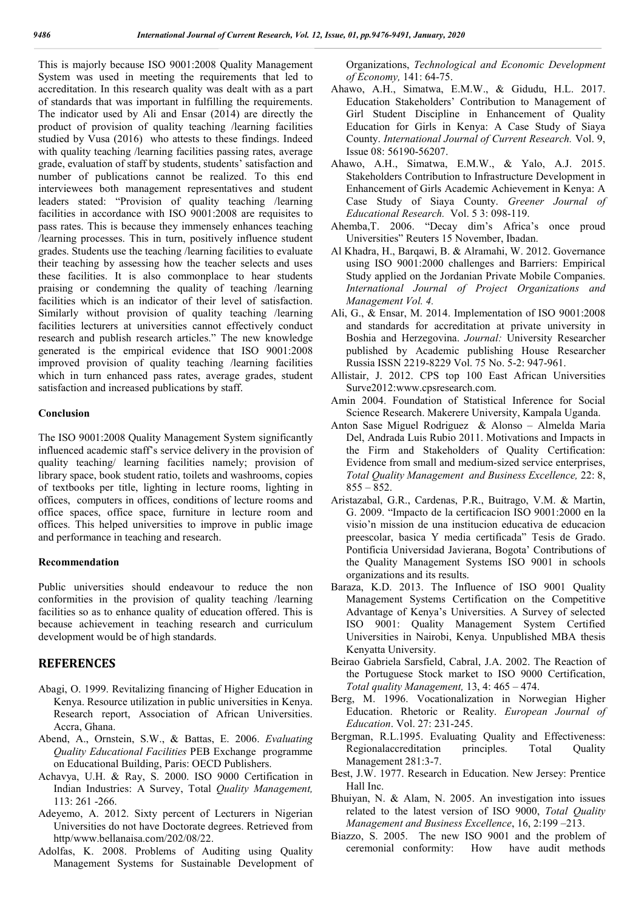This is majorly because ISO 9001:2008 Quality Management System was used in meeting the requirements that led to accreditation. In this research quality was dealt with as a part of standards that was important in fulfilling the requirements. The indicator used by Ali and Ensar (2014) are directly the product of provision of quality teaching /learning facilities studied by Vusa (2016) who attests to these findings. Indeed with quality teaching /learning facilities passing rates, average grade, evaluation of staff by students, students' satisfaction and number of publications cannot be realized. To this end interviewees both management representatives and student leaders stated: "Provision of quality teaching /learning facilities in accordance with ISO 9001:2008 are requisites to pass rates. This is because they immensely enhances teaching /learning processes. This in turn, positively influence student grades. Students use the teaching /learning facilities to evaluate their teaching by assessing how the teacher selects and uses these facilities. It is also commonplace to hear students praising or condemning the quality of teaching /learning facilities which is an indicator of their level of satisfaction. Similarly without provision of quality teaching /learning facilities lecturers at universities cannot effectively conduct research and publish research articles." The new knowledge generated is the empirical evidence that ISO 9001:2008 improved provision of quality teaching /learning facilities which in turn enhanced pass rates, average grades, student satisfaction and increased publications by staff.

## Conclusion

The ISO 9001:2008 Quality Management System significantly influenced academic staff's service delivery in the provision of quality teaching/ learning facilities namely; provision of library space, book student ratio, toilets and washrooms, copies of textbooks per title, lighting in lecture rooms, lighting in offices, computers in offices, conditions of lecture rooms and office spaces, office space, furniture in lecture room and offices. This helped universities to improve in public image and performance in teaching and research.

## Recommendation

Public universities should endeavour to reduce the non conformities in the provision of quality teaching /learning facilities so as to enhance quality of education offered. This is because achievement in teaching research and curriculum development would be of high standards.

## REFERENCES

- Abagi, O. 1999. Revitalizing financing of Higher Education in Kenya. Resource utilization in public universities in Kenya. Research report, Association of African Universities. Accra, Ghana.
- Abend, A., Ornstein, S.W., & Battas, E. 2006. *Evaluating Quality Educational Facilities* PEB Exchange programme on Educational Building, Paris: OECD Publishers.
- Achavya, U.H. & Ray, S. 2000. ISO 9000 Certification in Indian Industries: A Survey, Total *Quality Management,* 113: 261 -266.
- Adeyemo, A. 2012. Sixty percent of Lecturers in Nigerian Universities do not have Doctorate degrees. Retrieved from http/www.bellanaisa.com/202/08/22.
- Adolfas, K. 2008. Problems of Auditing using Quality Management Systems for Sustainable Development of Organizations, *Technological and Economic Development of Economy,* 141: 64-75.
- Ahawo, A.H., Simatwa, E.M.W., & Gidudu, H.L. 2017. Education Stakeholders' Contribution to Management of Girl Student Discipline in Enhancement of Quality Education for Girls in Kenya: A Case Study of Siaya County. *International Journal of Current Research.* Vol. 9, Issue 08: 56190-56207.
- Ahawo, A.H., Simatwa, E.M.W., & Yalo, A.J. 2015. Stakeholders Contribution to Infrastructure Development in Enhancement of Girls Academic Achievement in Kenya: A Case Study of Siaya County. *Greener Journal of Educational Research.* Vol. 5 3: 098-119.
- Ahemba,T. 2006. "Decay dim's Africa's once proud Universities" Reuters 15 November, Ibadan.
- Al Khadra, H., Barqawi, B. & Alramahi, W. 2012. Governance using ISO 9001:2000 challenges and Barriers: Empirical Study applied on the Jordanian Private Mobile Companies. *International Journal of Project Organizations and Management Vol. 4.*
- Ali, G., & Ensar, M. 2014. Implementation of ISO 9001:2008 and standards for accreditation at private university in Boshia and Herzegovina. *Journal:* University Researcher published by Academic publishing House Researcher Russia ISSN 2219-8229 Vol. 75 No. 5-2: 947-961.
- Allistair, J. 2012. CPS top 100 East African Universities Surve2012:www.cpsresearch.com.
- Amin 2004. Foundation of Statistical Inference for Social Science Research. Makerere University, Kampala Uganda.
- Anton Sase Miguel Rodriguez & Alonso – Almelda Maria Del, Andrada Luis Rubio 2011. Motivations and Impacts in the Firm and Stakeholders of Quality Certification: Evidence from small and medium-sized service enterprises, *Total Quality Management and Business Excellence,* 22: 8, 855 – 852.
- Aristazabal, G.R., Cardenas, P.R., Buitrago, V.M. & Martin, G. 2009. "Impacto de la certificacion ISO 9001:2000 en la visio'n mission de una institucion educativa de educacion preescolar, basica Y media certificada" Tesis de Grado. Pontificia Universidad Javierana, Bogota' Contributions of the Quality Management Systems ISO 9001 in schools organizations and its results.
- Baraza, K.D. 2013. The Influence of ISO 9001 Quality Management Systems Certification on the Competitive Advantage of Kenya's Universities. A Survey of selected ISO 9001: Quality Management System Certified Universities in Nairobi, Kenya. Unpublished MBA thesis Kenyatta University.
- Beirao Gabriela Sarsfield, Cabral, J.A. 2002. The Reaction of the Portuguese Stock market to ISO 9000 Certification, *Total quality Management,* 13, 4: 465 – 474.
- Berg, M. 1996. Vocationalization in Norwegian Higher Education. Rhetoric or Reality. *European Journal of Education*. Vol. 27: 231-245.
- Bergman, R.L.1995. Evaluating Quality and Effectiveness: Regionalaccreditation principles. Total Quality Management 281:3-7.
- Best, J.W. 1977. Research in Education. New Jersey: Prentice Hall Inc.
- Bhuiyan, N. & Alam, N. 2005. An investigation into issues related to the latest version of ISO 9000, *Total Quality Management and Business Excellence*, 16, 2:199 –213.
- Biazzo, S. 2005. The new ISO 9001 and the problem of ceremonial conformity: How have audit methods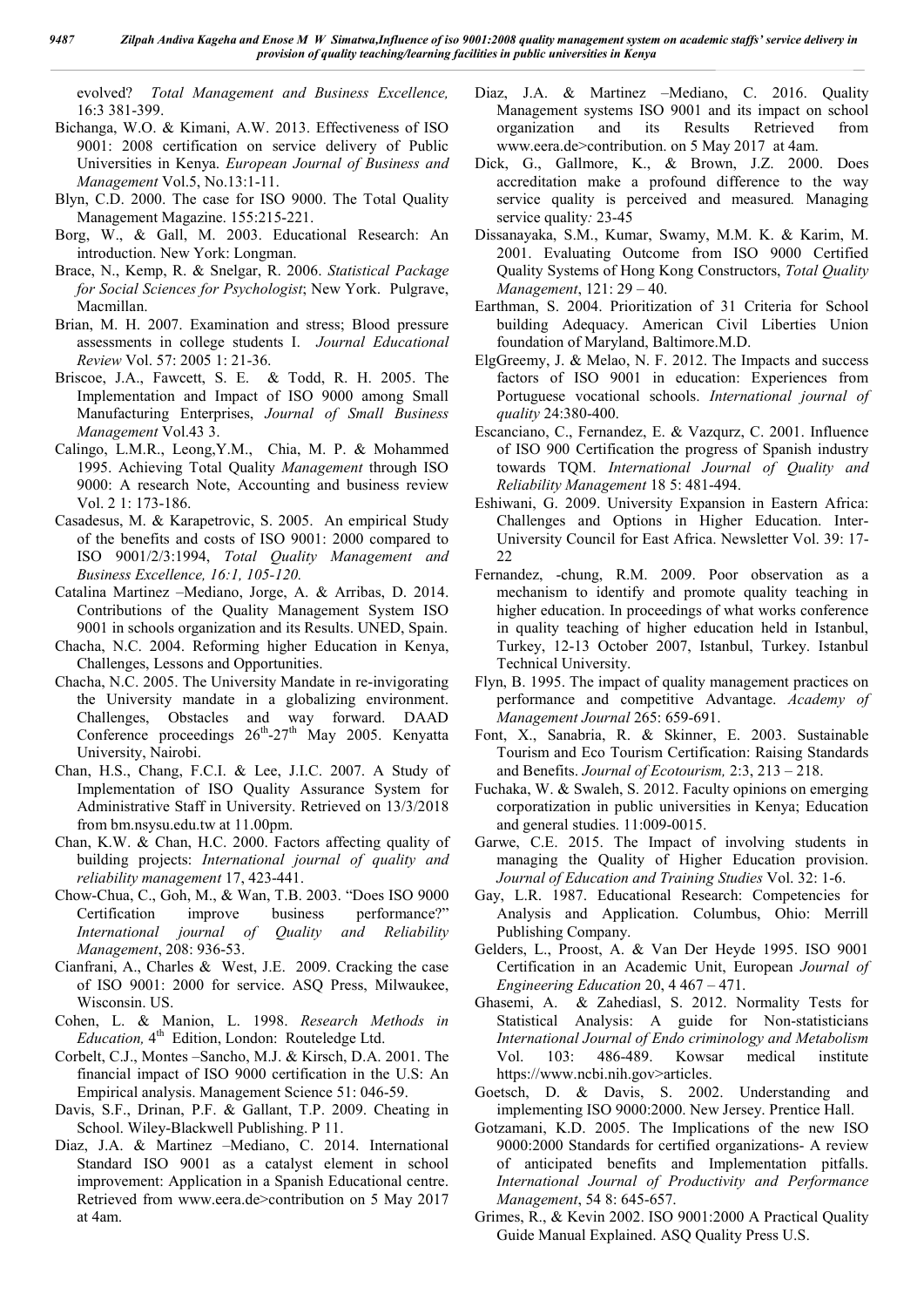evolved? *Total Management and Business Excellence,* 16:3 381-399.

Bichanga, W.O. & Kimani, A.W. 2013. Effectiveness of ISO 9001: 2008 certification on service delivery of Public Universities in Kenya. *European Journal of Business and Management* Vol.5, No.13:1-11.

Blyn, C.D. 2000. The case for ISO 9000. The Total Quality Management Magazine. 155:215-221.

Borg, W., & Gall, M. 2003. Educational Research: An introduction. New York: Longman.

Brace, N., Kemp, R. & Snelgar, R. 2006. *Statistical Package for Social Sciences for Psychologist*; New York. Pulgrave, Macmillan.

Brian, M. H. 2007. Examination and stress; Blood pressure assessments in college students I. *Journal Educational Review* Vol. 57: 2005 1: 21-36.

Briscoe, J.A., Fawcett, S. E. & Todd, R. H. 2005. The Implementation and Impact of ISO 9000 among Small Manufacturing Enterprises, *Journal of Small Business Management* Vol.43 3.

Calingo, L.M.R., Leong,Y.M., Chia, M. P. & Mohammed 1995. Achieving Total Quality *Management* through ISO 9000: A research Note, Accounting and business review Vol. 2 1: 173-186.

Casadesus, M. & Karapetrovic, S. 2005. An empirical Study of the benefits and costs of ISO 9001: 2000 compared to ISO 9001/2/3:1994, *Total Quality Management and Business Excellence, 16:1, 105-120.*

Catalina Martinez –Mediano, Jorge, A. & Arribas, D. 2014. Contributions of the Quality Management System ISO 9001 in schools organization and its Results. UNED, Spain.

Chacha, N.C. 2004. Reforming higher Education in Kenya, Challenges, Lessons and Opportunities.

Chacha, N.C. 2005. The University Mandate in re-invigorating the University mandate in a globalizing environment. Challenges, Obstacles and way forward. DAAD Conference proceedings 26th-27th May 2005. Kenyatta University, Nairobi.

Chan, H.S., Chang, F.C.I. & Lee, J.I.C. 2007. A Study of Implementation of ISO Quality Assurance System for Administrative Staff in University. Retrieved on 13/3/2018 from bm.nsysu.edu.tw at 11.00pm.

Chan, K.W. & Chan, H.C. 2000. Factors affecting quality of building projects: *International journal of quality and reliability management* 17, 423-441.

Chow-Chua, C., Goh, M., & Wan, T.B. 2003. "Does ISO 9000 Certification improve business performance?" *International journal of Quality and Reliability Management*, 208: 936-53.

Cianfrani, A., Charles & West, J.E. 2009. Cracking the case of ISO 9001: 2000 for service. ASQ Press, Milwaukee, Wisconsin. US.

Cohen, L. & Manion, L. 1998. *Research Methods in Education,* 4th Edition, London: Routeledge Ltd.

Corbelt, C.J., Montes –Sancho, M.J. & Kirsch, D.A. 2001. The financial impact of ISO 9000 certification in the U.S: An Empirical analysis. Management Science 51: 046-59.

Davis, S.F., Drinan, P.F. & Gallant, T.P. 2009. Cheating in School. Wiley-Blackwell Publishing. P 11.

Diaz, J.A. & Martinez –Mediano, C. 2014. International Standard ISO 9001 as a catalyst element in school improvement: Application in a Spanish Educational centre. Retrieved from www.eera.de>contribution on 5 May 2017 at 4am.

Diaz, J.A. & Martinez –Mediano, C. 2016. Quality Management systems ISO 9001 and its impact on school organization and its Results Retrieved from www.eera.de>contribution. on 5 May 2017 at 4am.

Dick, G., Gallmore, K., & Brown, J.Z. 2000. Does accreditation make a profound difference to the way service quality is perceived and measured. Managing service quality*:* 23-45

Dissanayaka, S.M., Kumar, Swamy, M.M. K. & Karim, M. 2001. Evaluating Outcome from ISO 9000 Certified Quality Systems of Hong Kong Constructors, *Total Quality Management*, 121: 29 – 40.

Earthman, S. 2004. Prioritization of 31 Criteria for School building Adequacy. American Civil Liberties Union foundation of Maryland, Baltimore.M.D.

ElgGreemy, J. & Melao, N. F. 2012. The Impacts and success factors of ISO 9001 in education: Experiences from Portuguese vocational schools. *International journal of quality* 24:380-400.

Escanciano, C., Fernandez, E. & Vazqurz, C. 2001. Influence of ISO 900 Certification the progress of Spanish industry towards TQM. *International Journal of Quality and Reliability Management* 18 5: 481-494.

Eshiwani, G. 2009. University Expansion in Eastern Africa: Challenges and Options in Higher Education. Inter-University Council for East Africa. Newsletter Vol. 39: 17-22

Fernandez, -chung, R.M. 2009. Poor observation as a mechanism to identify and promote quality teaching in higher education. In proceedings of what works conference in quality teaching of higher education held in Istanbul, Turkey, 12-13 October 2007, Istanbul, Turkey. Istanbul Technical University.

Flyn, B. 1995. The impact of quality management practices on performance and competitive Advantage. *Academy of Management Journal* 265: 659-691.

Font, X., Sanabria, R. & Skinner, E. 2003. Sustainable Tourism and Eco Tourism Certification: Raising Standards and Benefits. *Journal of Ecotourism,* 2:3, 213 – 218.

Fuchaka, W. & Swaleh, S. 2012. Faculty opinions on emerging corporatization in public universities in Kenya; Education and general studies. 11:009-0015.

Garwe, C.E. 2015. The Impact of involving students in managing the Quality of Higher Education provision. *Journal of Education and Training Studies* Vol. 32: 1-6.

Gay, L.R. 1987. Educational Research: Competencies for Analysis and Application. Columbus, Ohio: Merrill Publishing Company.

Gelders, L., Proost, A. & Van Der Heyde 1995. ISO 9001 Certification in an Academic Unit, European *Journal of Engineering Education* 20, 4 467 – 471.

Ghasemi, A. & Zahediasl, S. 2012. Normality Tests for Statistical Analysis: A guide for Non-statisticians *International Journal of Endo criminology and Metabolism* Vol. 103: 486-489. Kowsar medical institute https://www.ncbi.nih.gov>articles.

Goetsch, D. & Davis, S. 2002. Understanding and implementing ISO 9000:2000. New Jersey. Prentice Hall.

Gotzamani, K.D. 2005. The Implications of the new ISO 9000:2000 Standards for certified organizations- A review of anticipated benefits and Implementation pitfalls. *International Journal of Productivity and Performance Management*, 54 8: 645-657.

Grimes, R., & Kevin 2002. ISO 9001:2000 A Practical Quality Guide Manual Explained. ASQ Quality Press U.S.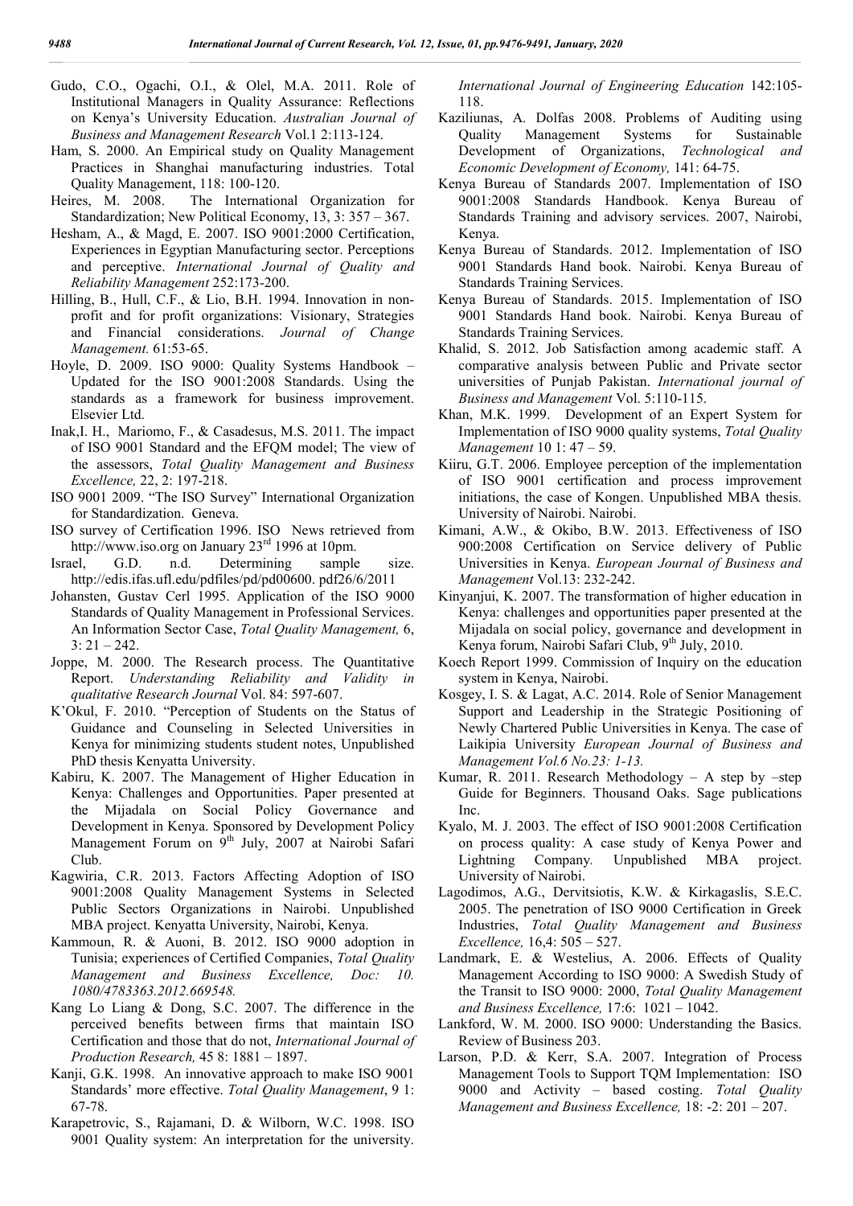Gudo, C.O., Ogachi, O.I., & Olel, M.A. 2011. Role of Institutional Managers in Quality Assurance: Reflections on Kenya's University Education. *Australian Journal of Business and Management Research* Vol.1 2:113-124.

Ham, S. 2000. An Empirical study on Quality Management Practices in Shanghai manufacturing industries. Total Quality Management, 118: 100-120.

Heires, M. 2008. The International Organization for Standardization; New Political Economy, 13, 3: 357 – 367.

Hesham, A., & Magd, E. 2007. ISO 9001:2000 Certification, Experiences in Egyptian Manufacturing sector. Perceptions and perceptive. *International Journal of Quality and Reliability Management* 252:173-200.

Hilling, B., Hull, C.F., & Lio, B.H. 1994. Innovation in non-profit and for profit organizations: Visionary, Strategies and Financial considerations. *Journal of Change Management.* 61:53-65.

Hoyle, D. 2009. ISO 9000: Quality Systems Handbook – Updated for the ISO 9001:2008 Standards. Using the standards as a framework for business improvement. Elsevier Ltd.

Inak,I. H., Mariomo, F., & Casadesus, M.S. 2011. The impact of ISO 9001 Standard and the EFQM model; The view of the assessors, *Total Quality Management and Business Excellence,* 22, 2: 197-218.

ISO 9001 2009. "The ISO Survey" International Organization for Standardization. Geneva.

ISO survey of Certification 1996. ISO News retrieved from http://www.iso.org on January 23rd 1996 at 10pm.

Israel, G.D. n.d. Determining sample size. http://edis.ifas.ufl.edu/pdfiles/pd/pd00600. pdf26/6/2011

Johansten, Gustav Cerl 1995. Application of the ISO 9000 Standards of Quality Management in Professional Services. An Information Sector Case, *Total Quality Management,* 6, 3: 21 – 242.

Joppe, M. 2000. The Research process. The Quantitative Report. *Understanding Reliability and Validity in qualitative Research Journal* Vol. 84: 597-607.

K'Okul, F. 2010. "Perception of Students on the Status of Guidance and Counseling in Selected Universities in Kenya for minimizing students student notes, Unpublished PhD thesis Kenyatta University.

Kabiru, K. 2007. The Management of Higher Education in Kenya: Challenges and Opportunities. Paper presented at the Mijadala on Social Policy Governance and Development in Kenya. Sponsored by Development Policy Management Forum on 9th July, 2007 at Nairobi Safari Club.

Kagwiria, C.R. 2013. Factors Affecting Adoption of ISO 9001:2008 Quality Management Systems in Selected Public Sectors Organizations in Nairobi. Unpublished MBA project. Kenyatta University, Nairobi, Kenya.

Kammoun, R. & Auoni, B. 2012. ISO 9000 adoption in Tunisia; experiences of Certified Companies, *Total Quality Management and Business Excellence, Doc: 10. 1080/4783363.2012.669548.*

Kang Lo Liang & Dong, S.C. 2007. The difference in the perceived benefits between firms that maintain ISO Certification and those that do not, *International Journal of Production Research,* 45 8: 1881 – 1897.

Kanji, G.K. 1998. An innovative approach to make ISO 9001 Standards' more effective. *Total Quality Management*, 9 1: 67-78.

Karapetrovic, S., Rajamani, D. & Wilborn, W.C. 1998. ISO 9001 Quality system: An interpretation for the university. *International Journal of Engineering Education* 142:105-118.

Kaziliunas, A. Dolfas 2008. Problems of Auditing using Quality Management Systems for Sustainable Development of Organizations, *Technological and Economic Development of Economy,* 141: 64-75.

Kenya Bureau of Standards 2007. Implementation of ISO 9001:2008 Standards Handbook. Kenya Bureau of Standards Training and advisory services. 2007, Nairobi, Kenya.

Kenya Bureau of Standards. 2012. Implementation of ISO 9001 Standards Hand book. Nairobi. Kenya Bureau of Standards Training Services.

Kenya Bureau of Standards. 2015. Implementation of ISO 9001 Standards Hand book. Nairobi. Kenya Bureau of Standards Training Services.

Khalid, S. 2012. Job Satisfaction among academic staff. A comparative analysis between Public and Private sector universities of Punjab Pakistan. *International journal of Business and Management* Vol. 5:110-115.

Khan, M.K. 1999. Development of an Expert System for Implementation of ISO 9000 quality systems, *Total Quality Management* 10 1: 47 – 59.

Kiiru, G.T. 2006. Employee perception of the implementation of ISO 9001 certification and process improvement initiations, the case of Kongen. Unpublished MBA thesis. University of Nairobi. Nairobi.

Kimani, A.W., & Okibo, B.W. 2013. Effectiveness of ISO 900:2008 Certification on Service delivery of Public Universities in Kenya. *European Journal of Business and Management* Vol.13: 232-242.

Kinyanjui, K. 2007. The transformation of higher education in Kenya: challenges and opportunities paper presented at the Mijadala on social policy, governance and development in Kenya forum, Nairobi Safari Club, 9th July, 2010.

Koech Report 1999. Commission of Inquiry on the education system in Kenya, Nairobi.

Kosgey, I. S. & Lagat, A.C. 2014. Role of Senior Management Support and Leadership in the Strategic Positioning of Newly Chartered Public Universities in Kenya. The case of Laikipia University *European Journal of Business and Management Vol.6 No.23: 1-13.*

Kumar, R. 2011. Research Methodology – A step by –step Guide for Beginners. Thousand Oaks. Sage publications Inc.

Kyalo, M. J. 2003. The effect of ISO 9001:2008 Certification on process quality: A case study of Kenya Power and Lightning Company*.* Unpublished MBA project. University of Nairobi.

Lagodimos, A.G., Dervitsiotis, K.W. & Kirkagaslis, S.E.C. 2005. The penetration of ISO 9000 Certification in Greek Industries, *Total Quality Management and Business Excellence,* 16,4: 505 – 527.

Landmark, E. & Westelius, A. 2006. Effects of Quality Management According to ISO 9000: A Swedish Study of the Transit to ISO 9000: 2000, *Total Quality Management and Business Excellence,* 17:6: 1021 – 1042.

Lankford, W. M. 2000. ISO 9000: Understanding the Basics. Review of Business 203.

Larson, P.D. & Kerr, S.A. 2007. Integration of Process Management Tools to Support TQM Implementation: ISO 9000 and Activity – based costing. *Total Quality Management and Business Excellence,* 18: -2: 201 – 207.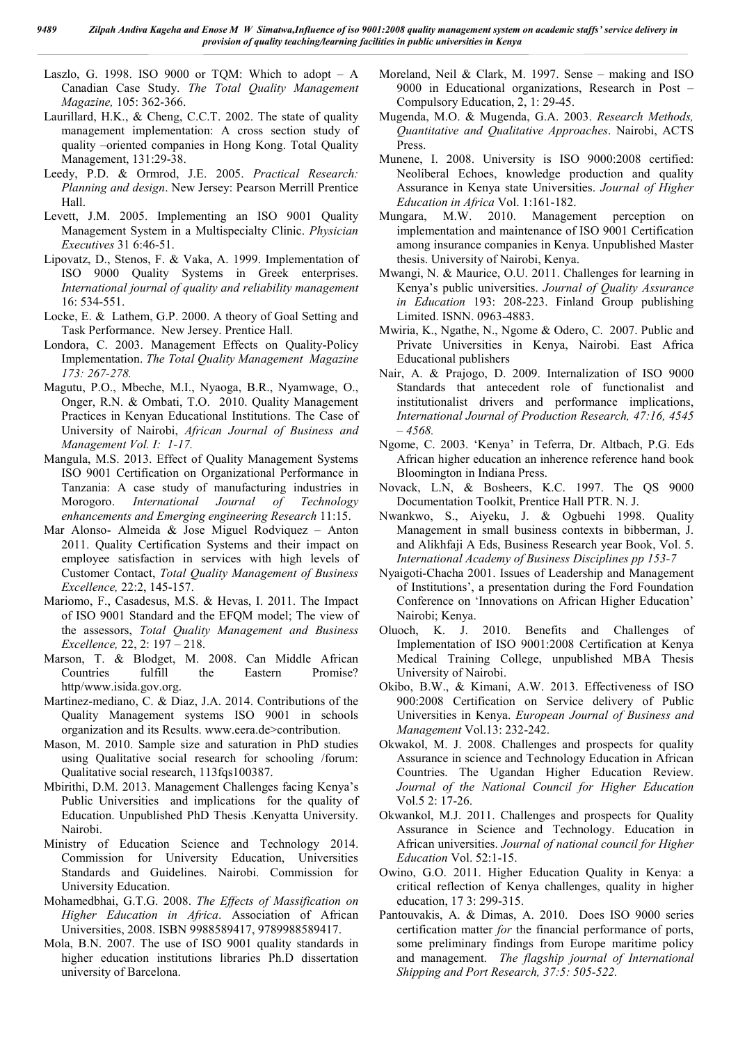Laszlo, G. 1998. ISO 9000 or TQM: Which to adopt – A Canadian Case Study. *The Total Quality Management Magazine,* 105: 362-366.

Laurillard, H.K., & Cheng, C.C.T. 2002. The state of quality management implementation: A cross section study of quality –oriented companies in Hong Kong. Total Quality Management, 131:29-38.

Leedy, P.D. & Ormrod, J.E. 2005. *Practical Research: Planning and design*. New Jersey: Pearson Merrill Prentice Hall.

Levett, J.M. 2005. Implementing an ISO 9001 Quality Management System in a Multispecialty Clinic. *Physician Executives* 31 6:46-51.

Lipovatz, D., Stenos, F. & Vaka, A. 1999. Implementation of ISO 9000 Quality Systems in Greek enterprises. *International journal of quality and reliability management* 16: 534-551.

Locke, E. & Lathem, G.P. 2000. A theory of Goal Setting and Task Performance. New Jersey. Prentice Hall.

Londora, C. 2003. Management Effects on Quality-Policy Implementation. *The Total Quality Management Magazine 173: 267-278.*

Magutu, P.O., Mbeche, M.I., Nyaoga, B.R., Nyamwage, O., Onger, R.N. & Ombati, T.O. 2010. Quality Management Practices in Kenyan Educational Institutions. The Case of University of Nairobi, *African Journal of Business and Management Vol. I: 1-17.*

Mangula, M.S. 2013. Effect of Quality Management Systems ISO 9001 Certification on Organizational Performance in Tanzania: A case study of manufacturing industries in Morogoro. *International Journal of Technology enhancements and Emerging engineering Research* 11:15.

Mar Alonso- Almeida & Jose Miguel Rodviquez – Anton 2011. Quality Certification Systems and their impact on employee satisfaction in services with high levels of Customer Contact, *Total Quality Management of Business Excellence,* 22:2, 145-157.

Mariomo, F., Casadesus, M.S. & Hevas, I. 2011. The Impact of ISO 9001 Standard and the EFQM model; The view of the assessors, *Total Quality Management and Business Excellence,* 22, 2: 197 – 218.

Marson, T. & Blodget, M. 2008. Can Middle African Countries fulfill the Eastern Promise? http/www.isida.gov.org.

Martinez-mediano, C. & Diaz, J.A. 2014. Contributions of the Quality Management systems ISO 9001 in schools organization and its Results. www.eera.de>contribution.

Mason, M. 2010. Sample size and saturation in PhD studies using Qualitative social research for schooling /forum: Qualitative social research, 113fqs100387.

Mbirithi, D.M. 2013. Management Challenges facing Kenya's Public Universities and implications for the quality of Education. Unpublished PhD Thesis .Kenyatta University. Nairobi.

Ministry of Education Science and Technology 2014. Commission for University Education, Universities Standards and Guidelines. Nairobi. Commission for University Education.

Mohamedbhai, G.T.G. 2008. *The Effects of Massification on Higher Education in Africa*. Association of African Universities, 2008. ISBN 9988589417, 9789988589417.

Mola, B.N. 2007. The use of ISO 9001 quality standards in higher education institutions libraries Ph.D dissertation university of Barcelona.

Moreland, Neil & Clark, M. 1997. Sense – making and ISO 9000 in Educational organizations, Research in Post – Compulsory Education, 2, 1: 29-45.

Mugenda, M.O. & Mugenda, G.A. 2003. *Research Methods, Quantitative and Qualitative Approaches*. Nairobi, ACTS Press.

Munene, I. 2008. University is ISO 9000:2008 certified: Neoliberal Echoes, knowledge production and quality Assurance in Kenya state Universities. *Journal of Higher Education in Africa* Vol. 1:161-182.

Mungara, M.W. 2010. Management perception on implementation and maintenance of ISO 9001 Certification among insurance companies in Kenya. Unpublished Master thesis. University of Nairobi, Kenya.

Mwangi, N. & Maurice, O.U. 2011. Challenges for learning in Kenya's public universities. *Journal of Quality Assurance in Education* 193: 208-223. Finland Group publishing Limited. ISNN. 0963-4883.

Mwiria, K., Ngathe, N., Ngome & Odero, C. 2007. Public and Private Universities in Kenya, Nairobi. East Africa Educational publishers

Nair, A. & Prajogo, D. 2009. Internalization of ISO 9000 Standards that antecedent role of functionalist and institutionalist drivers and performance implications, *International Journal of Production Research, 47:16, 4545 – 4568.*

Ngome, C. 2003. 'Kenya' in Teferra, Dr. Altbach, P.G. Eds African higher education an inherence reference hand book Bloomington in Indiana Press.

Novack, L.N, & Bosheers, K.C. 1997. The QS 9000 Documentation Toolkit, Prentice Hall PTR. N. J.

Nwankwo, S., Aiyeku, J. & Ogbuehi 1998. Quality Management in small business contexts in bibberman, J. and Alikhfaji A Eds, Business Research year Book, Vol. 5. *International Academy of Business Disciplines pp 153-7*

Nyaigoti-Chacha 2001. Issues of Leadership and Management of Institutions', a presentation during the Ford Foundation Conference on 'Innovations on African Higher Education' Nairobi; Kenya.

Oluoch, K. J. 2010. Benefits and Challenges of Implementation of ISO 9001:2008 Certification at Kenya Medical Training College, unpublished MBA Thesis University of Nairobi.

Okibo, B.W., & Kimani, A.W. 2013. Effectiveness of ISO 900:2008 Certification on Service delivery of Public Universities in Kenya. *European Journal of Business and Management* Vol.13: 232-242.

Okwakol, M. J. 2008. Challenges and prospects for quality Assurance in science and Technology Education in African Countries. The Ugandan Higher Education Review. *Journal of the National Council for Higher Education* Vol.5 2: 17-26.

Okwankol, M.J. 2011. Challenges and prospects for Quality Assurance in Science and Technology. Education in African universities. *Journal of national council for Higher Education* Vol. 52:1-15.

Owino, G.O. 2011. Higher Education Quality in Kenya: a critical reflection of Kenya challenges, quality in higher education, 17 3: 299-315.

Pantouvakis, A. & Dimas, A. 2010. Does ISO 9000 series certification matter *for* the financial performance of ports, some preliminary findings from Europe maritime policy and management. *The flagship journal of International Shipping and Port Research, 37:5: 505-522.*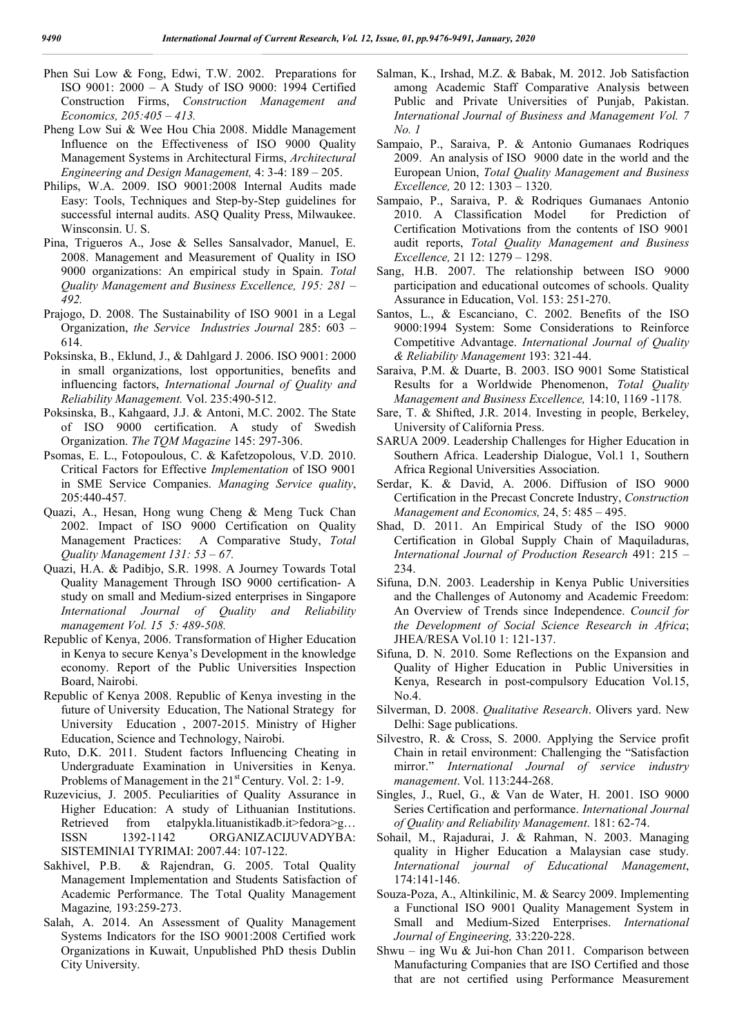Phen Sui Low & Fong, Edwi, T.W. 2002. Preparations for ISO 9001: 2000 – A Study of ISO 9000: 1994 Certified Construction Firms, *Construction Management and Economics, 205:405 – 413.*

Pheng Low Sui & Wee Hou Chia 2008. Middle Management Influence on the Effectiveness of ISO 9000 Quality Management Systems in Architectural Firms, *Architectural Engineering and Design Management,* 4: 3-4: 189 – 205.

Philips, W.A. 2009. ISO 9001:2008 Internal Audits made Easy: Tools, Techniques and Step-by-Step guidelines for successful internal audits. ASQ Quality Press, Milwaukee. Winsconsin. U. S.

Pina, Trigueros A., Jose & Selles Sansalvador, Manuel, E. 2008. Management and Measurement of Quality in ISO 9000 organizations: An empirical study in Spain. *Total Quality Management and Business Excellence, 195: 281 – 492.*

Prajogo, D. 2008. The Sustainability of ISO 9001 in a Legal Organization, *the Service Industries Journal* 285: 603 – 614.

Poksinska, B., Eklund, J., & Dahlgard J. 2006. ISO 9001: 2000 in small organizations, lost opportunities, benefits and influencing factors, *International Journal of Quality and Reliability Management.* Vol. 235:490-512.

Poksinska, B., Kahgaard, J.J. & Antoni, M.C. 2002. The State of ISO 9000 certification. A study of Swedish Organization. *The TQM Magazine* 145: 297-306.

Psomas, E. L., Fotopoulous, C. & Kafetzopolous, V.D. 2010. Critical Factors for Effective *Implementation* of ISO 9001 in SME Service Companies. *Managing Service quality*, 205:440-457*.*

Quazi, A., Hesan, Hong wung Cheng & Meng Tuck Chan 2002. Impact of ISO 9000 Certification on Quality Management Practices: A Comparative Study, *Total Quality Management 131: 53 – 67.*

Quazi, H.A. & Padibjo, S.R. 1998. A Journey Towards Total Quality Management Through ISO 9000 certification- A study on small and Medium-sized enterprises in Singapore *International Journal of Quality and Reliability management Vol. 15 5: 489-508.*

Republic of Kenya, 2006. Transformation of Higher Education in Kenya to secure Kenya's Development in the knowledge economy. Report of the Public Universities Inspection Board, Nairobi.

Republic of Kenya 2008. Republic of Kenya investing in the future of University Education, The National Strategy for University Education , 2007-2015. Ministry of Higher Education, Science and Technology, Nairobi.

Ruto, D.K. 2011. Student factors Influencing Cheating in Undergraduate Examination in Universities in Kenya. Problems of Management in the 21st Century. Vol. 2: 1-9.

Ruzevicius, J. 2005. Peculiarities of Quality Assurance in Higher Education: A study of Lithuanian Institutions. Retrieved from etalpykla.lituanistikadb.it>fedora>g… ISSN 1392-1142 ORGANIZACIJUVADYBA: SISTEMINIAI TYRIMAI: 2007.44: 107-122.

Sakhivel, P.B. & Rajendran, G. 2005. Total Quality Management Implementation and Students Satisfaction of Academic Performance. The Total Quality Management Magazine*,* 193:259-273.

Salah, A. 2014. An Assessment of Quality Management Systems Indicators for the ISO 9001:2008 Certified work Organizations in Kuwait, Unpublished PhD thesis Dublin City University.

Salman, K., Irshad, M.Z. & Babak, M. 2012. Job Satisfaction among Academic Staff Comparative Analysis between Public and Private Universities of Punjab, Pakistan. *International Journal of Business and Management Vol. 7 No. 1*

Sampaio, P., Saraiva, P. & Antonio Gumanaes Rodriques 2009. An analysis of ISO 9000 date in the world and the European Union, *Total Quality Management and Business Excellence,* 20 12: 1303 – 1320.

Sampaio, P., Saraiva, P. & Rodriques Gumanaes Antonio 2010. A Classification Model for Prediction of Certification Motivations from the contents of ISO 9001 audit reports, *Total Quality Management and Business Excellence,* 21 12: 1279 – 1298.

Sang, H.B. 2007. The relationship between ISO 9000 participation and educational outcomes of schools. Quality Assurance in Education, Vol. 153: 251-270.

Santos, L., & Escanciano, C. 2002. Benefits of the ISO 9000:1994 System: Some Considerations to Reinforce Competitive Advantage. *International Journal of Quality & Reliability Management* 193: 321-44.

Saraiva, P.M. & Duarte, B. 2003. ISO 9001 Some Statistical Results for a Worldwide Phenomenon, *Total Quality Management and Business Excellence,* 14:10, 1169 -1178*.*

Sare, T. & Shifted, J.R. 2014. Investing in people, Berkeley, University of California Press.

SARUA 2009. Leadership Challenges for Higher Education in Southern Africa. Leadership Dialogue, Vol.1 1, Southern Africa Regional Universities Association.

Serdar, K. & David, A. 2006. Diffusion of ISO 9000 Certification in the Precast Concrete Industry, *Construction Management and Economics,* 24, 5: 485 – 495.

Shad, D. 2011. An Empirical Study of the ISO 9000 Certification in Global Supply Chain of Maquiladuras, *International Journal of Production Research* 491: 215 – 234.

Sifuna, D.N. 2003. Leadership in Kenya Public Universities and the Challenges of Autonomy and Academic Freedom: An Overview of Trends since Independence. *Council for the Development of Social Science Research in Africa*; JHEA/RESA Vol.10 1: 121-137.

Sifuna, D. N. 2010. Some Reflections on the Expansion and Quality of Higher Education in Public Universities in Kenya, Research in post-compulsory Education Vol.15, No.4.

Silverman, D. 2008. *Qualitative Research*. Olivers yard. New Delhi: Sage publications.

Silvestro, R. & Cross, S. 2000. Applying the Service profit Chain in retail environment: Challenging the "Satisfaction mirror." *International Journal of service industry management*. Vol. 113:244-268.

Singles, J., Ruel, G., & Van de Water, H. 2001. ISO 9000 Series Certification and performance. *International Journal of Quality and Reliability Management*. 181: 62-74.

Sohail, M., Rajadurai, J. & Rahman, N. 2003. Managing quality in Higher Education a Malaysian case study. *International journal of Educational Management*, 174:141-146.

Souza-Poza, A., Altinkilinic, M. & Searcy 2009. Implementing a Functional ISO 9001 Quality Management System in Small and Medium-Sized Enterprises. *International Journal of Engineering,* 33:220-228.

Shwu – ing Wu & Jui-hon Chan 2011. Comparison between Manufacturing Companies that are ISO Certified and those that are not certified using Performance Measurement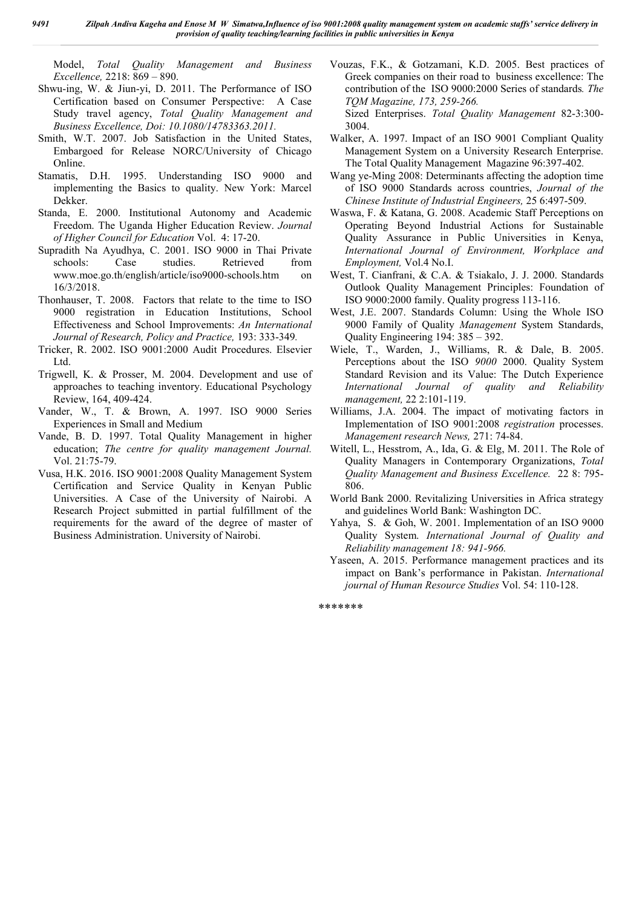Model, *Total Quality Management and Business Excellence,* 2218: 869 – 890.

Shwu-ing, W. & Jiun-yi, D. 2011. The Performance of ISO Certification based on Consumer Perspective: A Case Study travel agency, *Total Quality Management and Business Excellence, Doi: 10.1080/14783363.2011.*

Smith, W.T. 2007. Job Satisfaction in the United States, Embargoed for Release NORC/University of Chicago Online.

Stamatis, D.H. 1995. Understanding ISO 9000 and implementing the Basics to quality. New York: Marcel Dekker.

Standa, E. 2000. Institutional Autonomy and Academic Freedom. The Uganda Higher Education Review. *Journal of Higher Council for Education* Vol. 4: 17-20.

Supradith Na Ayudhya, C. 2001. ISO 9000 in Thai Private schools: Case studies. Retrieved from www.moe.go.th/english/article/iso9000-schools.htm on 16/3/2018.

Thonhauser, T. 2008. Factors that relate to the time to ISO 9000 registration in Education Institutions, School Effectiveness and School Improvements: *An International Journal of Research, Policy and Practice,* 193: 333-349*.*

Tricker, R. 2002. ISO 9001:2000 Audit Procedures. Elsevier Ltd.

Trigwell, K. & Prosser, M. 2004. Development and use of approaches to teaching inventory. Educational Psychology Review, 164, 409-424.

Vander, W., T. & Brown, A. 1997. ISO 9000 Series Experiences in Small and Medium

Vande, B. D. 1997. Total Quality Management in higher education; *The centre for quality management Journal.* Vol. 21:75-79.

Vusa, H.K. 2016. ISO 9001:2008 Quality Management System Certification and Service Quality in Kenyan Public Universities. A Case of the University of Nairobi. A Research Project submitted in partial fulfillment of the requirements for the award of the degree of master of Business Administration. University of Nairobi.

Vouzas, F.K., & Gotzamani, K.D. 2005. Best practices of Greek companies on their road to business excellence: The contribution of the ISO 9000:2000 Series of standards*. The TQM Magazine, 173, 259-266.*
Sized Enterprises. *Total Quality Management* 82-3:300-3004.

Walker, A. 1997. Impact of an ISO 9001 Compliant Quality Management System on a University Research Enterprise. The Total Quality Management Magazine 96:397-402*.*

Wang ye-Ming 2008: Determinants affecting the adoption time of ISO 9000 Standards across countries, *Journal of the Chinese Institute of Industrial Engineers,* 25 6:497-509.

Waswa, F. & Katana, G. 2008. Academic Staff Perceptions on Operating Beyond Industrial Actions for Sustainable Quality Assurance in Public Universities in Kenya, *International Journal of Environment, Workplace and Employment,* Vol.4 No.I.

West, T. Cianfrani, & C.A. & Tsiakalo, J. J. 2000. Standards Outlook Quality Management Principles: Foundation of ISO 9000:2000 family. Quality progress 113-116.

West, J.E. 2007. Standards Column: Using the Whole ISO 9000 Family of Quality *Management* System Standards, Quality Engineering 194: 385 – 392.

Wiele, T., Warden, J., Williams, R. & Dale, B. 2005. Perceptions about the ISO *9000* 2000. Quality System Standard Revision and its Value: The Dutch Experience *International Journal of quality and Reliability management,* 22 2:101-119.

Williams, J.A. 2004. The impact of motivating factors in Implementation of ISO 9001:2008 *registration* processes. *Management research News,* 271: 74-84.

Witell, L., Hesstrom, A., Ida, G. & Elg, M. 2011. The Role of Quality Managers in Contemporary Organizations, *Total Quality Management and Business Excellence.* 22 8: 795-806.

World Bank 2000. Revitalizing Universities in Africa strategy and guidelines World Bank: Washington DC.

Yahya, S. & Goh, W. 2001. Implementation of an ISO 9000 Quality System. *International Journal of Quality and Reliability management 18: 941-966.*

Yaseen, A. 2015. Performance management practices and its impact on Bank's performance in Pakistan. *International journal of Human Resource Studies* Vol. 54: 110-128.

*******